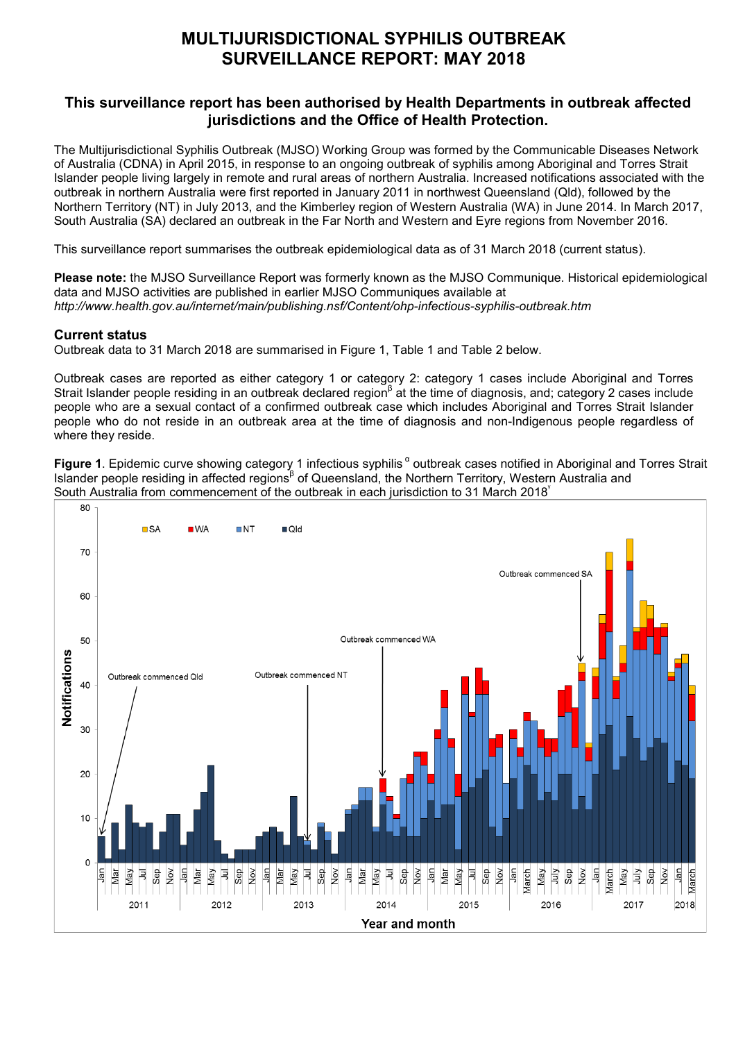# MULTIJURISDICTIONAL SYPHILIS OUTBREAK SURVEILLANCE REPORT: MAY 2018

## This surveillance report has been authorised by Health Departments in outbreak affected jurisdictions and the Office of Health Protection.

The Multijurisdictional Syphilis Outbreak (MJSO) Working Group was formed by the Communicable Diseases Network of Australia (CDNA) in April 2015, in response to an ongoing outbreak of syphilis among Aboriginal and Torres Strait Islander people living largely in remote and rural areas of northern Australia. Increased notifications associated with the outbreak in northern Australia were first reported in January 2011 in northwest Queensland (Qld), followed by the Northern Territory (NT) in July 2013, and the Kimberley region of Western Australia (WA) in June 2014. In March 2017, South Australia (SA) declared an outbreak in the Far North and Western and Eyre regions from November 2016.

This surveillance report summarises the outbreak epidemiological data as of 31 March 2018 (current status).

**Please note:** the MJSO Surveillance Report was formerly known as the MJSO Communique. Historical epidemiological data and MJSO activities are published in earlier MJSO Communiques available at *http://www.health.gov.au/internet/main/publishing.nsf/Content/ohp-infectious-syphilis-outbreak.htm*

### Current status

Outbreak data to 31 March 2018 are summarised in Figure 1, Table 1 and Table 2 below.

Outbreak cases are reported as either category 1 or category 2: category 1 cases include Aboriginal and Torres Strait Islander people residing in an outbreak declared region[β] at the time of diagnosis, and; category 2 cases include people who are a sexual contact of a confirmed outbreak case which includes Aboriginal and Torres Strait Islander people who do not reside in an outbreak area at the time of diagnosis and non-Indigenous people regardless of where they reside.

**Figure 1**. Epidemic curve showing category 1 infectious syphilis[α] outbreak cases notified in Aboriginal and Torres Strait Islander people residing in affected regions[β] of Queensland, the Northern Territory, Western Australia and South Australia from commencement of the outbreak in each jurisdiction to 31 March 2018[γ]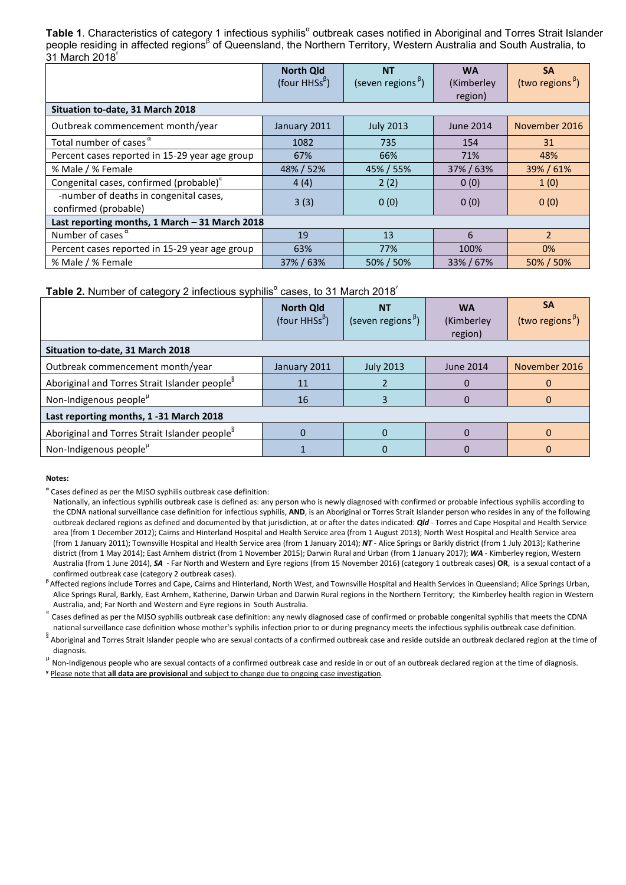**Table 1**. Characteristics of category 1 infectious syphilis[α] outbreak cases notified in Aboriginal and Torres Strait Islander people residing in affected regions[β] of Queensland, the Northern Territory, Western Australia and South Australia, to 31 March 2018[γ]

| | North Qld (four HHSs[β]) | NT (seven regions[β]) | WA (Kimberley region) | SA (two regions[β]) |
|---|---|---|---|---|
| **Situation to-date, 31 March 2018** | | | | |
| Outbreak commencement month/year | January 2011 | July 2013 | June 2014 | November 2016 |
| Total number of cases[α] | 1082 | 735 | 154 | 31 |
| Percent cases reported in 15-29 year age group | 67% | 66% | 71% | 48% |
| % Male / % Female | 48% / 52% | 45% / 55% | 37% / 63% | 39% / 61% |
| Congenital cases, confirmed (probable)[«] | 4 (4) | 2 (2) | 0 (0) | 1 (0) |
| -number of deaths in congenital cases, confirmed (probable) | 3 (3) | 0 (0) | 0 (0) | 0 (0) |
| **Last reporting months, 1 March – 31 March 2018** | | | | |
| Number of cases[α] | 19 | 13 | 6 | 2 |
| Percent cases reported in 15-29 year age group | 63% | 77% | 100% | 0% |
| % Male / % Female | 37% / 63% | 50% / 50% | 33% / 67% | 50% / 50% |

**Table 2.** Number of category 2 infectious syphilis[α] cases, to 31 March 2018[γ]

| | North Qld (four HHSs[β]) | NT (seven regions[β]) | WA (Kimberley region) | SA (two regions[β]) |
|---|---|---|---|---|
| **Situation to-date, 31 March 2018** | | | | |
| Outbreak commencement month/year | January 2011 | July 2013 | June 2014 | November 2016 |
| Aboriginal and Torres Strait Islander people[§] | 11 | 2 | 0 | 0 |
| Non-Indigenous people[µ] | 16 | 3 | 0 | 0 |
| **Last reporting months, 1 -31 March 2018** | | | | |
| Aboriginal and Torres Strait Islander people[§] | 0 | 0 | 0 | 0 |
| Non-Indigenous people[µ] | 1 | 0 | 0 | 0 |

**Notes:**

[α] Cases defined as per the MJSO syphilis outbreak case definition:
Nationally, an infectious syphilis outbreak case is defined as: any person who is newly diagnosed with confirmed or probable infectious syphilis according to the CDNA national surveillance case definition for infectious syphilis, **AND**, is an Aboriginal or Torres Strait Islander person who resides in any of the following outbreak declared regions as defined and documented by that jurisdiction, at or after the dates indicated: ***Qld*** - Torres and Cape Hospital and Health Service area (from 1 December 2012); Cairns and Hinterland Hospital and Health Service area (from 1 August 2013); North West Hospital and Health Service area (from 1 January 2011); Townsville Hospital and Health Service area (from 1 January 2014); ***NT*** - Alice Springs or Barkly district (from 1 July 2013); Katherine district (from 1 May 2014); East Arnhem district (from 1 November 2015); Darwin Rural and Urban (from 1 January 2017); ***WA*** - Kimberley region, Western Australia (from 1 June 2014), ***SA*** - Far North and Western and Eyre regions (from 15 November 2016) (category 1 outbreak cases) **OR**, is a sexual contact of a confirmed outbreak case (category 2 outbreak cases).

[β] Affected regions include Torres and Cape, Cairns and Hinterland, North West, and Townsville Hospital and Health Services in Queensland; Alice Springs Urban, Alice Springs Rural, Barkly, East Arnhem, Katherine, Darwin Urban and Darwin Rural regions in the Northern Territory; the Kimberley health region in Western Australia, and; Far North and Western and Eyre regions in South Australia.

[«] Cases defined as per the MJSO syphilis outbreak case definition: any newly diagnosed case of confirmed or probable congenital syphilis that meets the CDNA national surveillance case definition whose mother's syphilis infection prior to or during pregnancy meets the infectious syphilis outbreak case definition.

[§] Aboriginal and Torres Strait Islander people who are sexual contacts of a confirmed outbreak case and reside outside an outbreak declared region at the time of diagnosis.

[µ] Non-Indigenous people who are sexual contacts of a confirmed outbreak case and reside in or out of an outbreak declared region at the time of diagnosis.

[γ] Please note that **all data are provisional** and subject to change due to ongoing case investigation.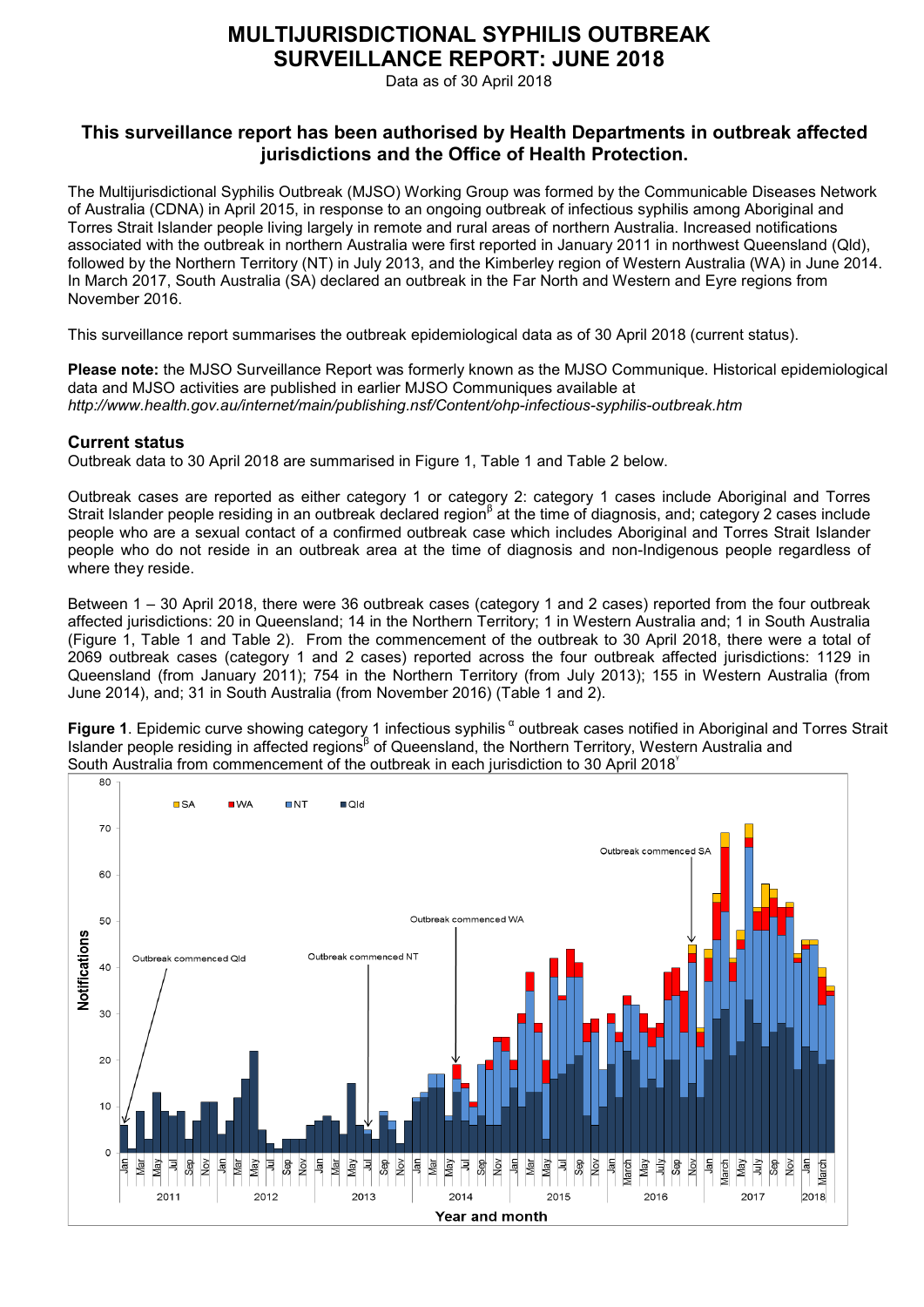# MULTIJURISDICTIONAL SYPHILIS OUTBREAK SURVEILLANCE REPORT: JUNE 2018

Data as of 30 April 2018

## This surveillance report has been authorised by Health Departments in outbreak affected jurisdictions and the Office of Health Protection.

The Multijurisdictional Syphilis Outbreak (MJSO) Working Group was formed by the Communicable Diseases Network of Australia (CDNA) in April 2015, in response to an ongoing outbreak of infectious syphilis among Aboriginal and Torres Strait Islander people living largely in remote and rural areas of northern Australia. Increased notifications associated with the outbreak in northern Australia were first reported in January 2011 in northwest Queensland (Qld), followed by the Northern Territory (NT) in July 2013, and the Kimberley region of Western Australia (WA) in June 2014. In March 2017, South Australia (SA) declared an outbreak in the Far North and Western and Eyre regions from November 2016.

This surveillance report summarises the outbreak epidemiological data as of 30 April 2018 (current status).

**Please note:** the MJSO Surveillance Report was formerly known as the MJSO Communique. Historical epidemiological data and MJSO activities are published in earlier MJSO Communiques available at *http://www.health.gov.au/internet/main/publishing.nsf/Content/ohp-infectious-syphilis-outbreak.htm*

### Current status

Outbreak data to 30 April 2018 are summarised in Figure 1, Table 1 and Table 2 below.

Outbreak cases are reported as either category 1 or category 2: category 1 cases include Aboriginal and Torres Strait Islander people residing in an outbreak declared region[β] at the time of diagnosis, and; category 2 cases include people who are a sexual contact of a confirmed outbreak case which includes Aboriginal and Torres Strait Islander people who do not reside in an outbreak area at the time of diagnosis and non-Indigenous people regardless of where they reside.

Between 1 – 30 April 2018, there were 36 outbreak cases (category 1 and 2 cases) reported from the four outbreak affected jurisdictions: 20 in Queensland; 14 in the Northern Territory; 1 in Western Australia and; 1 in South Australia (Figure 1, Table 1 and Table 2). From the commencement of the outbreak to 30 April 2018, there were a total of 2069 outbreak cases (category 1 and 2 cases) reported across the four outbreak affected jurisdictions: 1129 in Queensland (from January 2011); 754 in the Northern Territory (from July 2013); 155 in Western Australia (from June 2014), and; 31 in South Australia (from November 2016) (Table 1 and 2).

**Figure 1**. Epidemic curve showing category 1 infectious syphilis[α] outbreak cases notified in Aboriginal and Torres Strait Islander people residing in affected regions[β] of Queensland, the Northern Territory, Western Australia and South Australia from commencement of the outbreak in each jurisdiction to 30 April 2018[γ]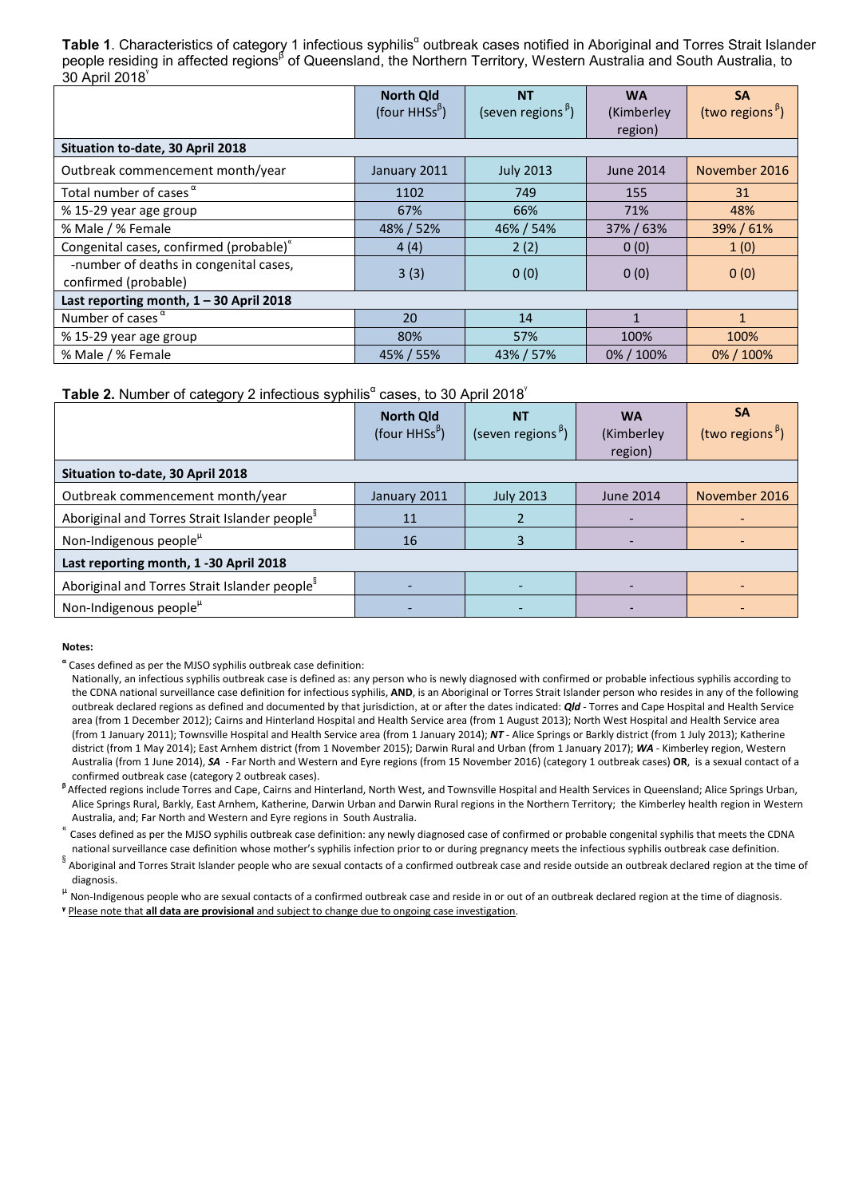**Table 1**. Characteristics of category 1 infectious syphilis[α] outbreak cases notified in Aboriginal and Torres Strait Islander people residing in affected regions[β] of Queensland, the Northern Territory, Western Australia and South Australia, to 30 April 2018[γ]

| | North Qld (four HHSs[β]) | NT (seven regions [β]) | WA (Kimberley region) | SA (two regions [β]) |
|---|---|---|---|---|
| **Situation to-date, 30 April 2018** | | | | |
| Outbreak commencement month/year | January 2011 | July 2013 | June 2014 | November 2016 |
| Total number of cases [α] | 1102 | 749 | 155 | 31 |
| % 15-29 year age group | 67% | 66% | 71% | 48% |
| % Male / % Female | 48% / 52% | 46% / 54% | 37% / 63% | 39% / 61% |
| Congenital cases, confirmed (probable)[«] | 4 (4) | 2 (2) | 0 (0) | 1 (0) |
| -number of deaths in congenital cases, confirmed (probable) | 3 (3) | 0 (0) | 0 (0) | 0 (0) |
| **Last reporting month, 1 – 30 April 2018** | | | | |
| Number of cases [α] | 20 | 14 | 1 | 1 |
| % 15-29 year age group | 80% | 57% | 100% | 100% |
| % Male / % Female | 45% / 55% | 43% / 57% | 0% / 100% | 0% / 100% |

**Table 2.** Number of category 2 infectious syphilis[α] cases, to 30 April 2018[γ]

| | North Qld (four HHSs[β]) | NT (seven regions [β]) | WA (Kimberley region) | SA (two regions [β]) |
|---|---|---|---|---|
| **Situation to-date, 30 April 2018** | | | | |
| Outbreak commencement month/year | January 2011 | July 2013 | June 2014 | November 2016 |
| Aboriginal and Torres Strait Islander people[§] | 11 | 2 | - | - |
| Non-Indigenous people[μ] | 16 | 3 | - | - |
| **Last reporting month, 1 -30 April 2018** | | | | |
| Aboriginal and Torres Strait Islander people[§] | - | - | - | - |
| Non-Indigenous people[μ] | - | - | - | - |

**Notes:**

[α] Cases defined as per the MJSO syphilis outbreak case definition:
Nationally, an infectious syphilis outbreak case is defined as: any person who is newly diagnosed with confirmed or probable infectious syphilis according to the CDNA national surveillance case definition for infectious syphilis, **AND**, is an Aboriginal or Torres Strait Islander person who resides in any of the following outbreak declared regions as defined and documented by that jurisdiction, at or after the dates indicated: ***Qld*** - Torres and Cape Hospital and Health Service area (from 1 December 2012); Cairns and Hinterland Hospital and Health Service area (from 1 August 2013); North West Hospital and Health Service area (from 1 January 2011); Townsville Hospital and Health Service area (from 1 January 2014); ***NT*** - Alice Springs or Barkly district (from 1 July 2013); Katherine district (from 1 May 2014); East Arnhem district (from 1 November 2015); Darwin Rural and Urban (from 1 January 2017); ***WA*** - Kimberley region, Western Australia (from 1 June 2014), ***SA*** - Far North and Western and Eyre regions (from 15 November 2016) (category 1 outbreak cases) **OR**, is a sexual contact of a confirmed outbreak case (category 2 outbreak cases).

[β] Affected regions include Torres and Cape, Cairns and Hinterland, North West, and Townsville Hospital and Health Services in Queensland; Alice Springs Urban, Alice Springs Rural, Barkly, East Arnhem, Katherine, Darwin Urban and Darwin Rural regions in the Northern Territory; the Kimberley health region in Western Australia, and; Far North and Western and Eyre regions in South Australia.

[«] Cases defined as per the MJSO syphilis outbreak case definition: any newly diagnosed case of confirmed or probable congenital syphilis that meets the CDNA national surveillance case definition whose mother's syphilis infection prior to or during pregnancy meets the infectious syphilis outbreak case definition.

[§] Aboriginal and Torres Strait Islander people who are sexual contacts of a confirmed outbreak case and reside outside an outbreak declared region at the time of diagnosis.

[μ] Non-Indigenous people who are sexual contacts of a confirmed outbreak case and reside in or out of an outbreak declared region at the time of diagnosis.

[γ] Please note that **all data are provisional** and subject to change due to ongoing case investigation.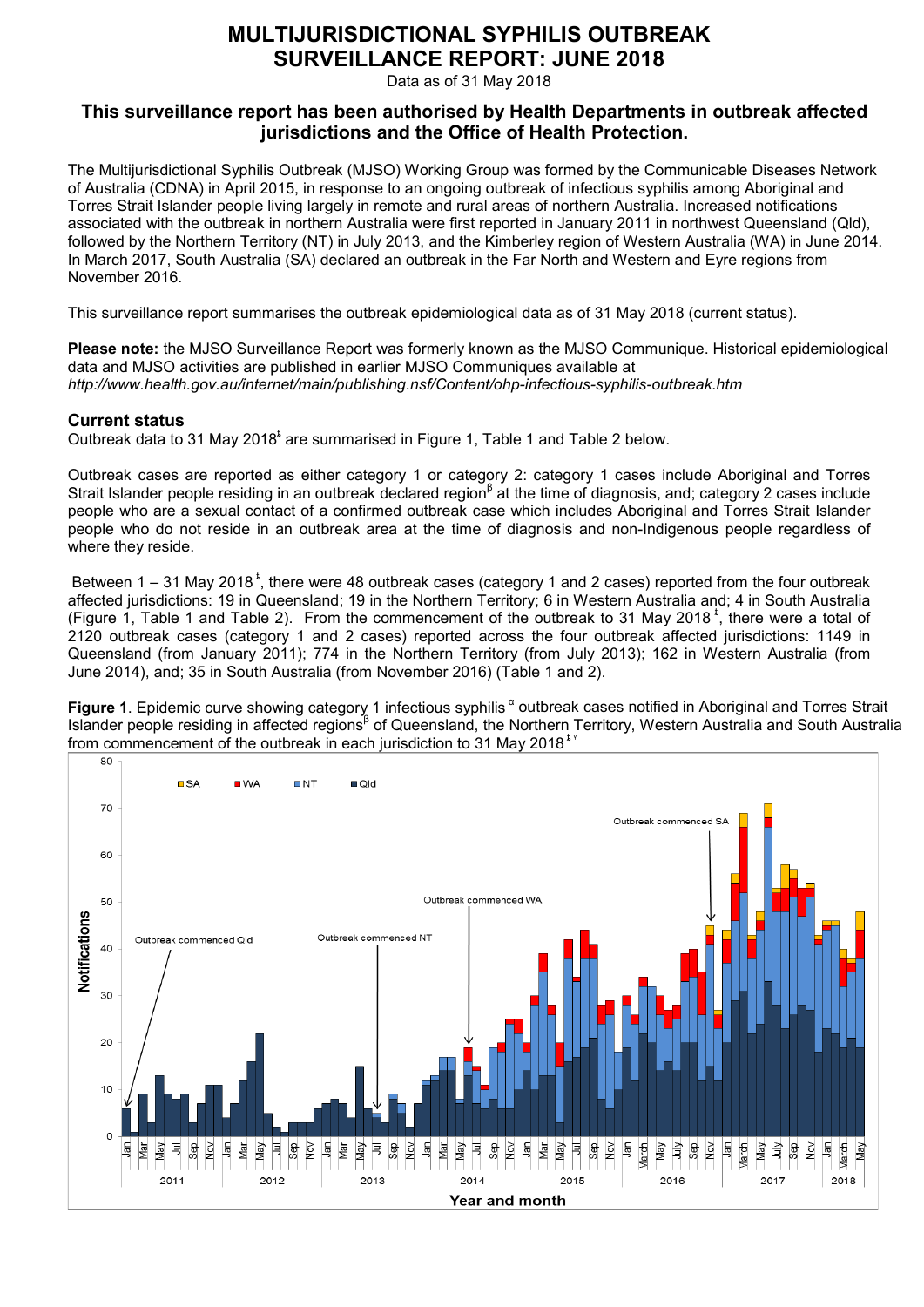# MULTIJURISDICTIONAL SYPHILIS OUTBREAK SURVEILLANCE REPORT: JUNE 2018

Data as of 31 May 2018

### This surveillance report has been authorised by Health Departments in outbreak affected jurisdictions and the Office of Health Protection.

The Multijurisdictional Syphilis Outbreak (MJSO) Working Group was formed by the Communicable Diseases Network of Australia (CDNA) in April 2015, in response to an ongoing outbreak of infectious syphilis among Aboriginal and Torres Strait Islander people living largely in remote and rural areas of northern Australia. Increased notifications associated with the outbreak in northern Australia were first reported in January 2011 in northwest Queensland (Qld), followed by the Northern Territory (NT) in July 2013, and the Kimberley region of Western Australia (WA) in June 2014. In March 2017, South Australia (SA) declared an outbreak in the Far North and Western and Eyre regions from November 2016.

This surveillance report summarises the outbreak epidemiological data as of 31 May 2018 (current status).

**Please note:** the MJSO Surveillance Report was formerly known as the MJSO Communique. Historical epidemiological data and MJSO activities are published in earlier MJSO Communiques available at *http://www.health.gov.au/internet/main/publishing.nsf/Content/ohp-infectious-syphilis-outbreak.htm*

### Current status

Outbreak data to 31 May 2018[ŧ] are summarised in Figure 1, Table 1 and Table 2 below.

Outbreak cases are reported as either category 1 or category 2: category 1 cases include Aboriginal and Torres Strait Islander people residing in an outbreak declared region[β] at the time of diagnosis, and; category 2 cases include people who are a sexual contact of a confirmed outbreak case which includes Aboriginal and Torres Strait Islander people who do not reside in an outbreak area at the time of diagnosis and non-Indigenous people regardless of where they reside.

Between 1 – 31 May 2018[ŧ], there were 48 outbreak cases (category 1 and 2 cases) reported from the four outbreak affected jurisdictions: 19 in Queensland; 19 in the Northern Territory; 6 in Western Australia and; 4 in South Australia (Figure 1, Table 1 and Table 2). From the commencement of the outbreak to 31 May 2018[ŧ], there were a total of 2120 outbreak cases (category 1 and 2 cases) reported across the four outbreak affected jurisdictions: 1149 in Queensland (from January 2011); 774 in the Northern Territory (from July 2013); 162 in Western Australia (from June 2014), and; 35 in South Australia (from November 2016) (Table 1 and 2).

**Figure 1**. Epidemic curve showing category 1 infectious syphilis[α] outbreak cases notified in Aboriginal and Torres Strait Islander people residing in affected regions[β] of Queensland, the Northern Territory, Western Australia and South Australia from commencement of the outbreak in each jurisdiction to 31 May 2018[ŧ γ]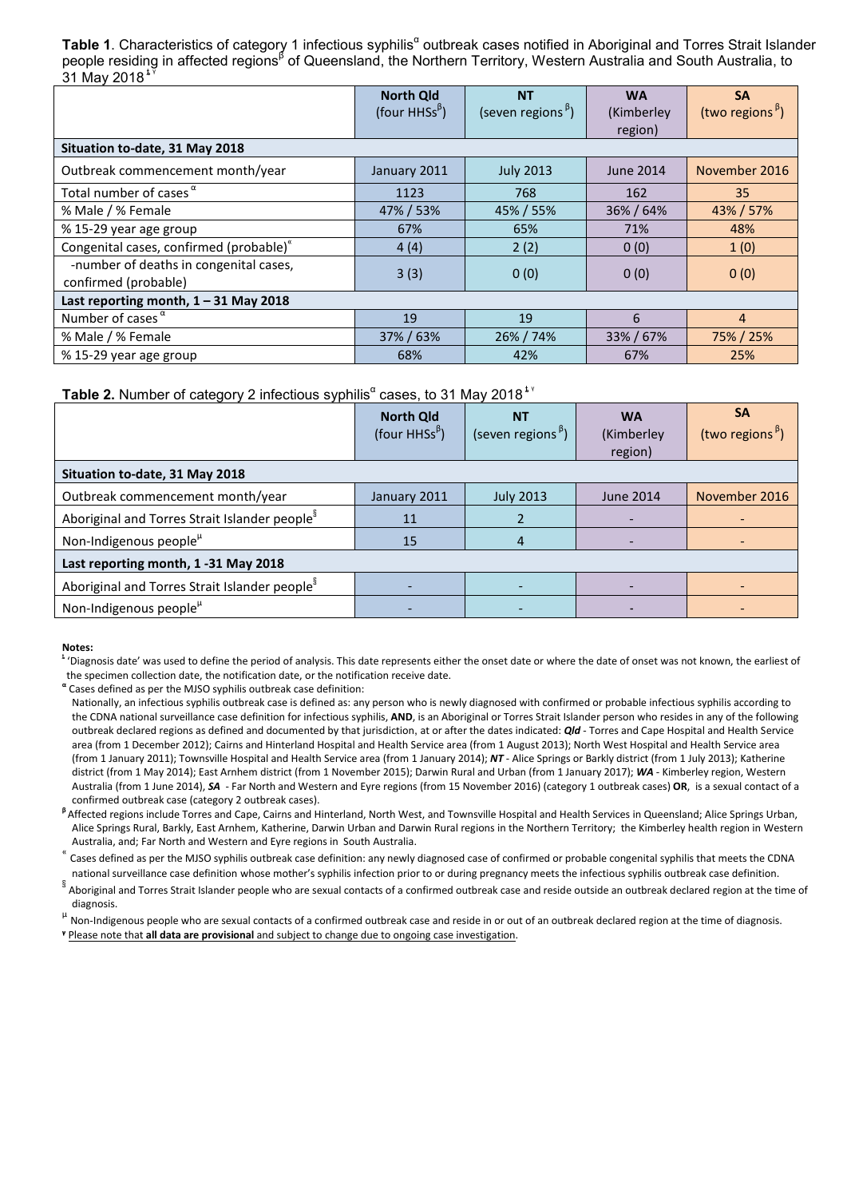**Table 1**. Characteristics of category 1 infectious syphilis[α] outbreak cases notified in Aboriginal and Torres Strait Islander people residing in affected regions[β] of Queensland, the Northern Territory, Western Australia and South Australia, to 31 May 2018[ŧ ɣ]

| | **North Qld** (four HHSs[β]) | **NT** (seven regions [β]) | **WA** (Kimberley region) | **SA** (two regions [β]) |
|---|---|---|---|---|
| **Situation to-date, 31 May 2018** | | | | |
| Outbreak commencement month/year | January 2011 | July 2013 | June 2014 | November 2016 |
| Total number of cases [α] | 1123 | 768 | 162 | 35 |
| % Male / % Female | 47% / 53% | 45% / 55% | 36% / 64% | 43% / 57% |
| % 15-29 year age group | 67% | 65% | 71% | 48% |
| Congenital cases, confirmed (probable)[«] | 4 (4) | 2 (2) | 0 (0) | 1 (0) |
| -number of deaths in congenital cases, confirmed (probable) | 3 (3) | 0 (0) | 0 (0) | 0 (0) |
| **Last reporting month, 1 – 31 May 2018** | | | | |
| Number of cases [α] | 19 | 19 | 6 | 4 |
| % Male / % Female | 37% / 63% | 26% / 74% | 33% / 67% | 75% / 25% |
| % 15-29 year age group | 68% | 42% | 67% | 25% |

**Table 2.** Number of category 2 infectious syphilis[α] cases, to 31 May 2018[ŧ ɣ]

| | **North Qld** (four HHSs[β]) | **NT** (seven regions [β]) | **WA** (Kimberley region) | **SA** (two regions [β]) |
|---|---|---|---|---|
| **Situation to-date, 31 May 2018** | | | | |
| Outbreak commencement month/year | January 2011 | July 2013 | June 2014 | November 2016 |
| Aboriginal and Torres Strait Islander people[§] | 11 | 2 | - | - |
| Non-Indigenous people[µ] | 15 | 4 | - | - |
| **Last reporting month, 1 -31 May 2018** | | | | |
| Aboriginal and Torres Strait Islander people[§] | - | - | - | - |
| Non-Indigenous people[µ] | - | - | - | - |

**Notes:**

[ŧ] 'Diagnosis date' was used to define the period of analysis. This date represents either the onset date or where the date of onset was not known, the earliest of the specimen collection date, the notification date, or the notification receive date.

[α] Cases defined as per the MJSO syphilis outbreak case definition:
Nationally, an infectious syphilis outbreak case is defined as: any person who is newly diagnosed with confirmed or probable infectious syphilis according to the CDNA national surveillance case definition for infectious syphilis, **AND**, is an Aboriginal or Torres Strait Islander person who resides in any of the following outbreak declared regions as defined and documented by that jurisdiction, at or after the dates indicated: ***Qld*** - Torres and Cape Hospital and Health Service area (from 1 December 2012); Cairns and Hinterland Hospital and Health Service area (from 1 August 2013); North West Hospital and Health Service area (from 1 January 2011); Townsville Hospital and Health Service area (from 1 January 2014); ***NT*** - Alice Springs or Barkly district (from 1 July 2013); Katherine district (from 1 May 2014); East Arnhem district (from 1 November 2015); Darwin Rural and Urban (from 1 January 2017); ***WA*** - Kimberley region, Western Australia (from 1 June 2014), ***SA*** - Far North and Western and Eyre regions (from 15 November 2016) (category 1 outbreak cases) **OR**, is a sexual contact of a confirmed outbreak case (category 2 outbreak cases).

[β] Affected regions include Torres and Cape, Cairns and Hinterland, North West, and Townsville Hospital and Health Services in Queensland; Alice Springs Urban, Alice Springs Rural, Barkly, East Arnhem, Katherine, Darwin Urban and Darwin Rural regions in the Northern Territory; the Kimberley health region in Western Australia, and; Far North and Western and Eyre regions in South Australia.

[«] Cases defined as per the MJSO syphilis outbreak case definition: any newly diagnosed case of confirmed or probable congenital syphilis that meets the CDNA national surveillance case definition whose mother's syphilis infection prior to or during pregnancy meets the infectious syphilis outbreak case definition.

[§] Aboriginal and Torres Strait Islander people who are sexual contacts of a confirmed outbreak case and reside outside an outbreak declared region at the time of diagnosis.

[µ] Non-Indigenous people who are sexual contacts of a confirmed outbreak case and reside in or out of an outbreak declared region at the time of diagnosis.

[ɣ] Please note that **all data are provisional** and subject to change due to ongoing case investigation.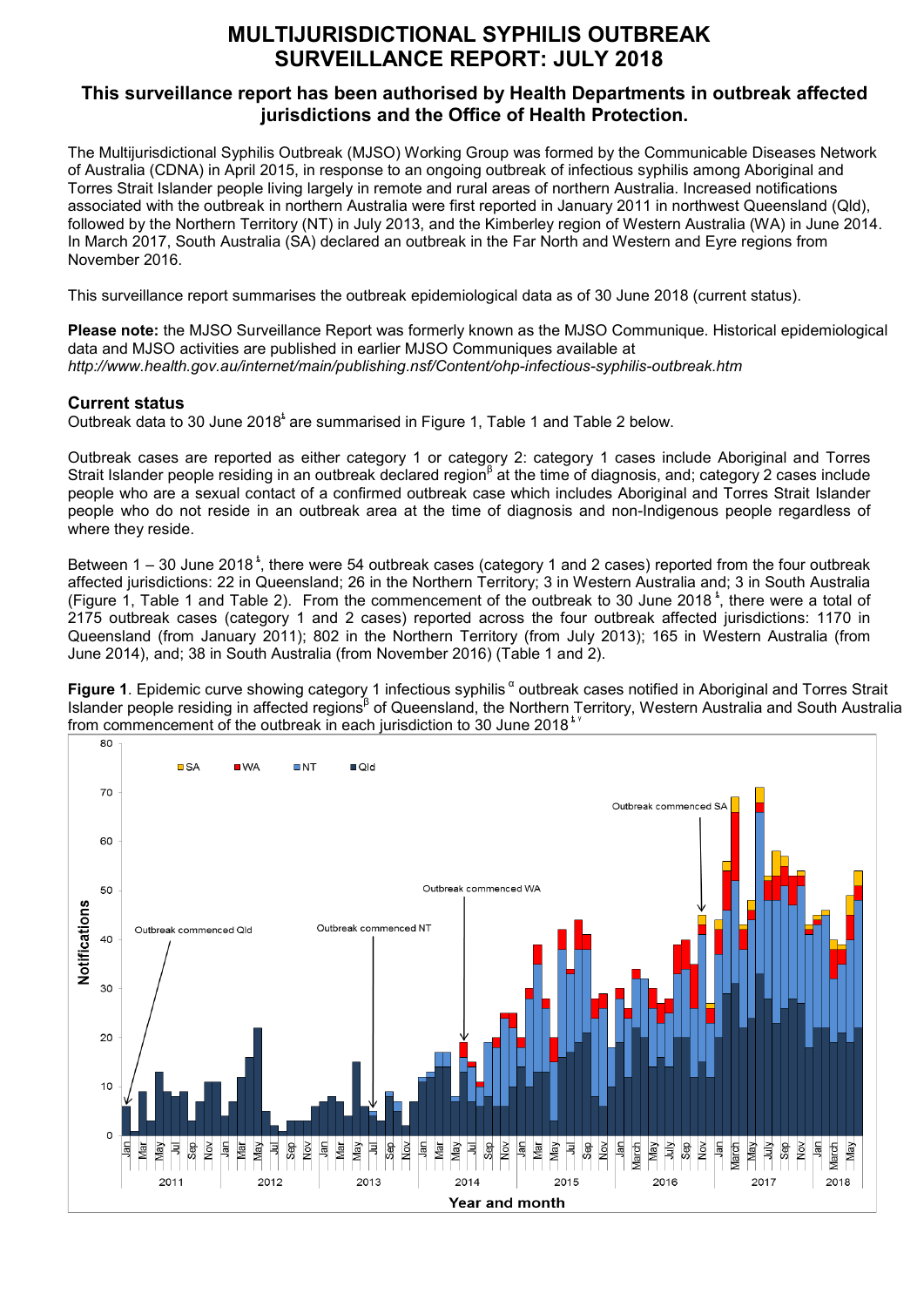# MULTIJURISDICTIONAL SYPHILIS OUTBREAK SURVEILLANCE REPORT: JULY 2018

## This surveillance report has been authorised by Health Departments in outbreak affected jurisdictions and the Office of Health Protection.

The Multijurisdictional Syphilis Outbreak (MJSO) Working Group was formed by the Communicable Diseases Network of Australia (CDNA) in April 2015, in response to an ongoing outbreak of infectious syphilis among Aboriginal and Torres Strait Islander people living largely in remote and rural areas of northern Australia. Increased notifications associated with the outbreak in northern Australia were first reported in January 2011 in northwest Queensland (Qld), followed by the Northern Territory (NT) in July 2013, and the Kimberley region of Western Australia (WA) in June 2014. In March 2017, South Australia (SA) declared an outbreak in the Far North and Western and Eyre regions from November 2016.

This surveillance report summarises the outbreak epidemiological data as of 30 June 2018 (current status).

**Please note:** the MJSO Surveillance Report was formerly known as the MJSO Communique. Historical epidemiological data and MJSO activities are published in earlier MJSO Communiques available at *http://www.health.gov.au/internet/main/publishing.nsf/Content/ohp-infectious-syphilis-outbreak.htm*

### Current status

Outbreak data to 30 June 2018[ł] are summarised in Figure 1, Table 1 and Table 2 below.

Outbreak cases are reported as either category 1 or category 2: category 1 cases include Aboriginal and Torres Strait Islander people residing in an outbreak declared region[β] at the time of diagnosis, and; category 2 cases include people who are a sexual contact of a confirmed outbreak case which includes Aboriginal and Torres Strait Islander people who do not reside in an outbreak area at the time of diagnosis and non-Indigenous people regardless of where they reside.

Between 1 – 30 June 2018[ł], there were 54 outbreak cases (category 1 and 2 cases) reported from the four outbreak affected jurisdictions: 22 in Queensland; 26 in the Northern Territory; 3 in Western Australia and; 3 in South Australia (Figure 1, Table 1 and Table 2). From the commencement of the outbreak to 30 June 2018[ł], there were a total of 2175 outbreak cases (category 1 and 2 cases) reported across the four outbreak affected jurisdictions: 1170 in Queensland (from January 2011); 802 in the Northern Territory (from July 2013); 165 in Western Australia (from June 2014), and; 38 in South Australia (from November 2016) (Table 1 and 2).

**Figure 1**. Epidemic curve showing category 1 infectious syphilis[α] outbreak cases notified in Aboriginal and Torres Strait Islander people residing in affected regions[β] of Queensland, the Northern Territory, Western Australia and South Australia from commencement of the outbreak in each jurisdiction to 30 June 2018[ł γ]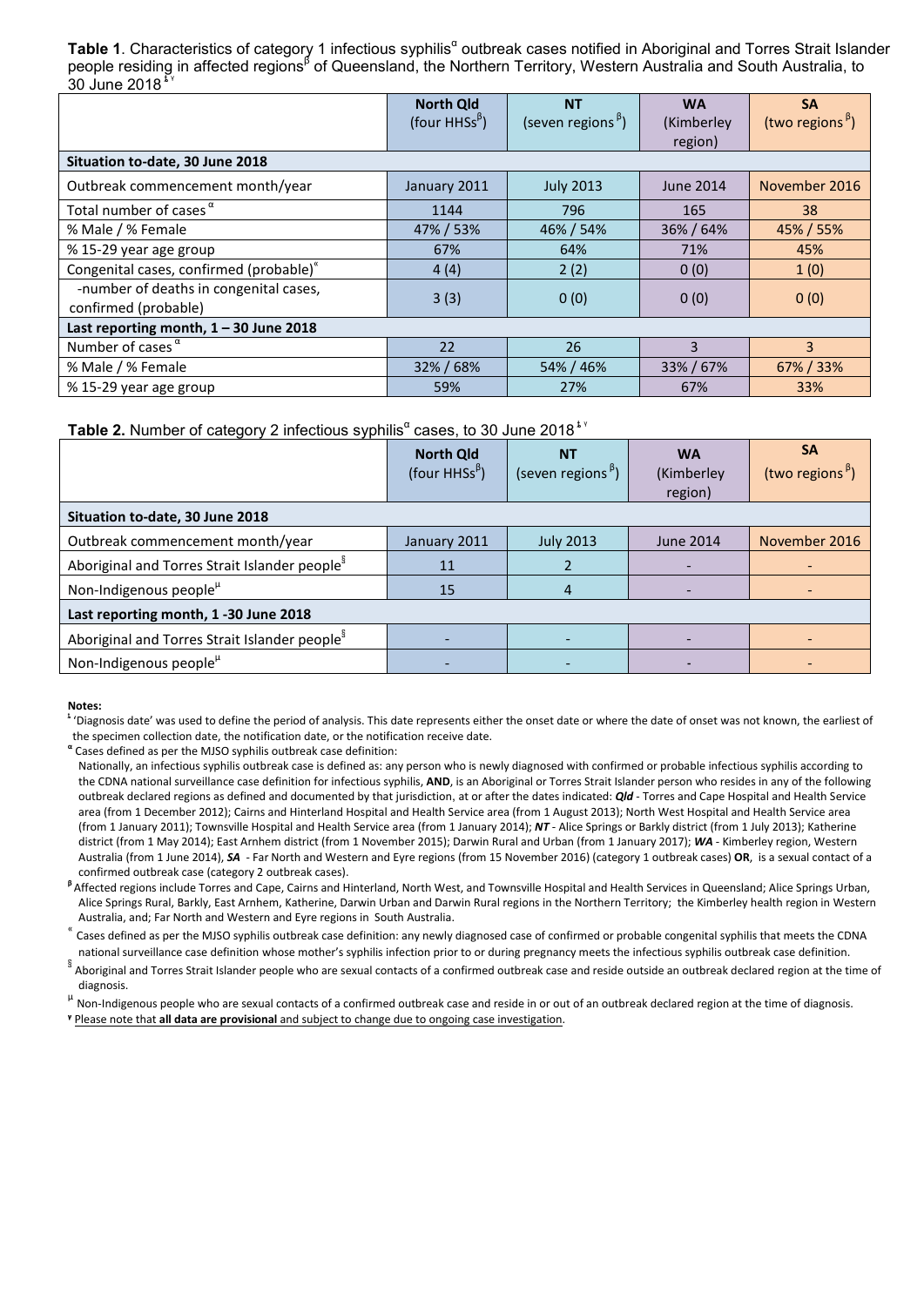**Table 1**. Characteristics of category 1 infectious syphilis[α] outbreak cases notified in Aboriginal and Torres Strait Islander people residing in affected regions[β] of Queensland, the Northern Territory, Western Australia and South Australia, to 30 June 2018[£ ¥]

| | North Qld (four HHSs[β]) | NT (seven regions [β]) | WA (Kimberley region) | SA (two regions [β]) |
|---|---|---|---|---|
| **Situation to-date, 30 June 2018** | | | | |
| Outbreak commencement month/year | January 2011 | July 2013 | June 2014 | November 2016 |
| Total number of cases [α] | 1144 | 796 | 165 | 38 |
| % Male / % Female | 47% / 53% | 46% / 54% | 36% / 64% | 45% / 55% |
| % 15-29 year age group | 67% | 64% | 71% | 45% |
| Congenital cases, confirmed (probable)[«] | 4 (4) | 2 (2) | 0 (0) | 1 (0) |
| -number of deaths in congenital cases, confirmed (probable) | 3 (3) | 0 (0) | 0 (0) | 0 (0) |
| **Last reporting month, 1 – 30 June 2018** | | | | |
| Number of cases [α] | 22 | 26 | 3 | 3 |
| % Male / % Female | 32% / 68% | 54% / 46% | 33% / 67% | 67% / 33% |
| % 15-29 year age group | 59% | 27% | 67% | 33% |

**Table 2.** Number of category 2 infectious syphilis[α] cases, to 30 June 2018[£ ¥]

| | North Qld (four HHSs[β]) | NT (seven regions [β]) | WA (Kimberley region) | SA (two regions [β]) |
|---|---|---|---|---|
| **Situation to-date, 30 June 2018** | | | | |
| Outbreak commencement month/year | January 2011 | July 2013 | June 2014 | November 2016 |
| Aboriginal and Torres Strait Islander people[§] | 11 | 2 | - | - |
| Non-Indigenous people[µ] | 15 | 4 | - | - |
| **Last reporting month, 1 -30 June 2018** | | | | |
| Aboriginal and Torres Strait Islander people[§] | - | - | - | - |
| Non-Indigenous people[µ] | - | - | - | - |

**Notes:**

[£] 'Diagnosis date' was used to define the period of analysis. This date represents either the onset date or where the date of onset was not known, the earliest of the specimen collection date, the notification date, or the notification receive date.

[α] Cases defined as per the MJSO syphilis outbreak case definition:
Nationally, an infectious syphilis outbreak case is defined as: any person who is newly diagnosed with confirmed or probable infectious syphilis according to the CDNA national surveillance case definition for infectious syphilis, **AND**, is an Aboriginal or Torres Strait Islander person who resides in any of the following outbreak declared regions as defined and documented by that jurisdiction, at or after the dates indicated: ***Qld*** - Torres and Cape Hospital and Health Service area (from 1 December 2012); Cairns and Hinterland Hospital and Health Service area (from 1 August 2013); North West Hospital and Health Service area (from 1 January 2011); Townsville Hospital and Health Service area (from 1 January 2014); ***NT*** - Alice Springs or Barkly district (from 1 July 2013); Katherine district (from 1 May 2014); East Arnhem district (from 1 November 2015); Darwin Rural and Urban (from 1 January 2017); ***WA*** - Kimberley region, Western Australia (from 1 June 2014), ***SA*** - Far North and Western and Eyre regions (from 15 November 2016) (category 1 outbreak cases) **OR**, is a sexual contact of a confirmed outbreak case (category 2 outbreak cases).

[β] Affected regions include Torres and Cape, Cairns and Hinterland, North West, and Townsville Hospital and Health Services in Queensland; Alice Springs Urban, Alice Springs Rural, Barkly, East Arnhem, Katherine, Darwin Urban and Darwin Rural regions in the Northern Territory; the Kimberley health region in Western Australia, and; Far North and Western and Eyre regions in South Australia.

[«] Cases defined as per the MJSO syphilis outbreak case definition: any newly diagnosed case of confirmed or probable congenital syphilis that meets the CDNA national surveillance case definition whose mother's syphilis infection prior to or during pregnancy meets the infectious syphilis outbreak case definition.

[§] Aboriginal and Torres Strait Islander people who are sexual contacts of a confirmed outbreak case and reside outside an outbreak declared region at the time of diagnosis.

[µ] Non-Indigenous people who are sexual contacts of a confirmed outbreak case and reside in or out of an outbreak declared region at the time of diagnosis.

[¥] Please note that **all data are provisional** and subject to change due to ongoing case investigation.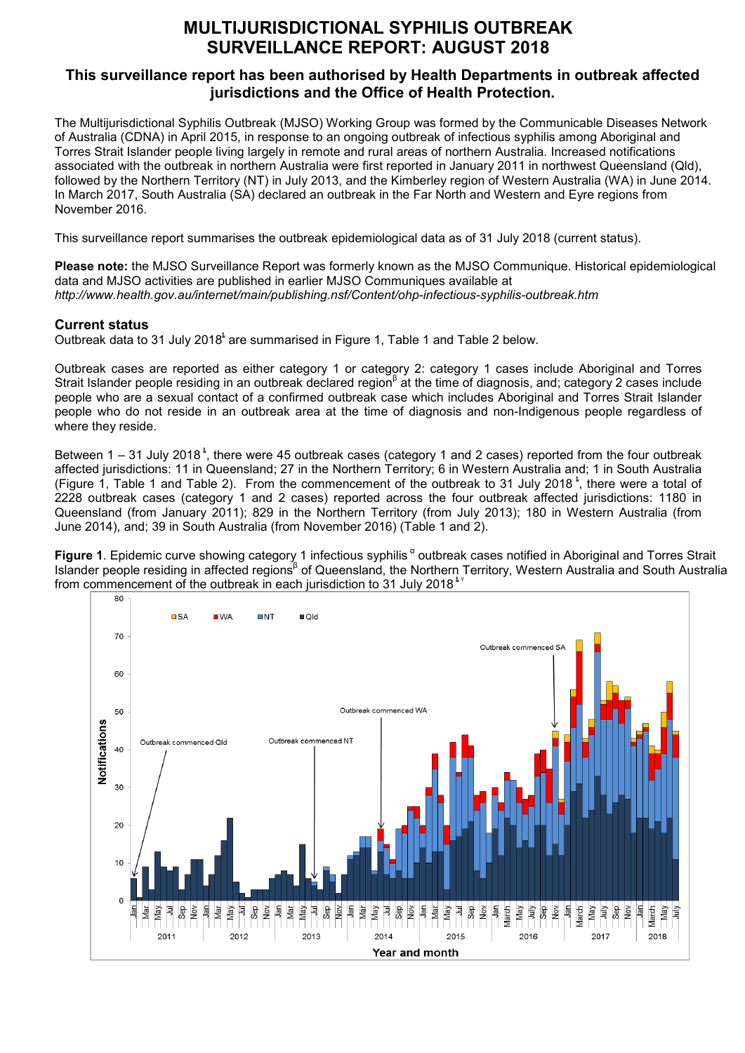# MULTIJURISDICTIONAL SYPHILIS OUTBREAK SURVEILLANCE REPORT: AUGUST 2018

## This surveillance report has been authorised by Health Departments in outbreak affected jurisdictions and the Office of Health Protection.

The Multijurisdictional Syphilis Outbreak (MJSO) Working Group was formed by the Communicable Diseases Network of Australia (CDNA) in April 2015, in response to an ongoing outbreak of infectious syphilis among Aboriginal and Torres Strait Islander people living largely in remote and rural areas of northern Australia. Increased notifications associated with the outbreak in northern Australia were first reported in January 2011 in northwest Queensland (Qld), followed by the Northern Territory (NT) in July 2013, and the Kimberley region of Western Australia (WA) in June 2014. In March 2017, South Australia (SA) declared an outbreak in the Far North and Western and Eyre regions from November 2016.

This surveillance report summarises the outbreak epidemiological data as of 31 July 2018 (current status).

**Please note:** the MJSO Surveillance Report was formerly known as the MJSO Communique. Historical epidemiological data and MJSO activities are published in earlier MJSO Communiques available at *http://www.health.gov.au/internet/main/publishing.nsf/Content/ohp-infectious-syphilis-outbreak.htm*

### Current status

Outbreak data to 31 July 2018[ł] are summarised in Figure 1, Table 1 and Table 2 below.

Outbreak cases are reported as either category 1 or category 2: category 1 cases include Aboriginal and Torres Strait Islander people residing in an outbreak declared region[β] at the time of diagnosis, and; category 2 cases include people who are a sexual contact of a confirmed outbreak case which includes Aboriginal and Torres Strait Islander people who do not reside in an outbreak area at the time of diagnosis and non-Indigenous people regardless of where they reside.

Between 1 – 31 July 2018[ł], there were 45 outbreak cases (category 1 and 2 cases) reported from the four outbreak affected jurisdictions: 11 in Queensland; 27 in the Northern Territory; 6 in Western Australia and; 1 in South Australia (Figure 1, Table 1 and Table 2). From the commencement of the outbreak to 31 July 2018[ł], there were a total of 2228 outbreak cases (category 1 and 2 cases) reported across the four outbreak affected jurisdictions: 1180 in Queensland (from January 2011); 829 in the Northern Territory (from July 2013); 180 in Western Australia (from June 2014), and; 39 in South Australia (from November 2016) (Table 1 and 2).

**Figure 1**. Epidemic curve showing category 1 infectious syphilis[α] outbreak cases notified in Aboriginal and Torres Strait Islander people residing in affected regions[β] of Queensland, the Northern Territory, Western Australia and South Australia from commencement of the outbreak in each jurisdiction to 31 July 2018[ł γ]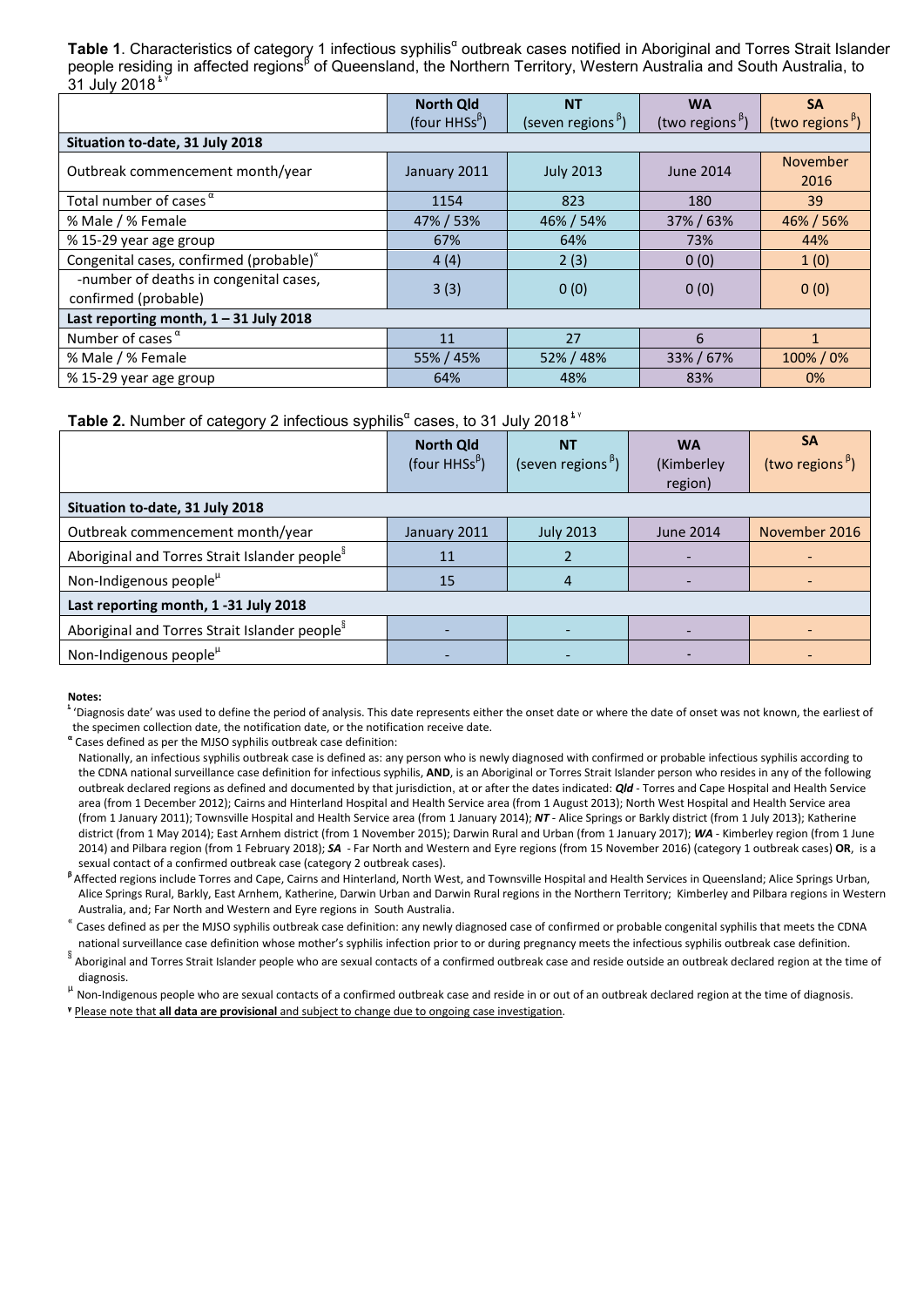**Table 1**. Characteristics of category 1 infectious syphilis[α] outbreak cases notified in Aboriginal and Torres Strait Islander people residing in affected regions[β] of Queensland, the Northern Territory, Western Australia and South Australia, to 31 July 2018[ƚ ᵞ]

| | North Qld (four HHSs[β]) | NT (seven regions [β]) | WA (two regions [β]) | SA (two regions [β]) |
|---|---|---|---|---|
| **Situation to-date, 31 July 2018** | | | | |
| Outbreak commencement month/year | January 2011 | July 2013 | June 2014 | November 2016 |
| Total number of cases [α] | 1154 | 823 | 180 | 39 |
| % Male / % Female | 47% / 53% | 46% / 54% | 37% / 63% | 46% / 56% |
| % 15-29 year age group | 67% | 64% | 73% | 44% |
| Congenital cases, confirmed (probable)[«] | 4 (4) | 2 (3) | 0 (0) | 1 (0) |
| -number of deaths in congenital cases, confirmed (probable) | 3 (3) | 0 (0) | 0 (0) | 0 (0) |
| **Last reporting month, 1 – 31 July 2018** | | | | |
| Number of cases [α] | 11 | 27 | 6 | 1 |
| % Male / % Female | 55% / 45% | 52% / 48% | 33% / 67% | 100% / 0% |
| % 15-29 year age group | 64% | 48% | 83% | 0% |

**Table 2.** Number of category 2 infectious syphilis[α] cases, to 31 July 2018[ƚ ᵞ]

| | North Qld (four HHSs[β]) | NT (seven regions [β]) | WA (Kimberley region) | SA (two regions [β]) |
|---|---|---|---|---|
| **Situation to-date, 31 July 2018** | | | | |
| Outbreak commencement month/year | January 2011 | July 2013 | June 2014 | November 2016 |
| Aboriginal and Torres Strait Islander people[§] | 11 | 2 | - | - |
| Non-Indigenous people[µ] | 15 | 4 | - | - |
| **Last reporting month, 1 -31 July 2018** | | | | |
| Aboriginal and Torres Strait Islander people[§] | - | - | - | - |
| Non-Indigenous people[µ] | - | - | - | - |

**Notes:**

[ƚ] 'Diagnosis date' was used to define the period of analysis. This date represents either the onset date or where the date of onset was not known, the earliest of the specimen collection date, the notification date, or the notification receive date.

[α] Cases defined as per the MJSO syphilis outbreak case definition:
Nationally, an infectious syphilis outbreak case is defined as: any person who is newly diagnosed with confirmed or probable infectious syphilis according to the CDNA national surveillance case definition for infectious syphilis, **AND**, is an Aboriginal or Torres Strait Islander person who resides in any of the following outbreak declared regions as defined and documented by that jurisdiction, at or after the dates indicated: ***Qld*** - Torres and Cape Hospital and Health Service area (from 1 December 2012); Cairns and Hinterland Hospital and Health Service area (from 1 August 2013); North West Hospital and Health Service area (from 1 January 2011); Townsville Hospital and Health Service area (from 1 January 2014); ***NT*** - Alice Springs or Barkly district (from 1 July 2013); Katherine district (from 1 May 2014); East Arnhem district (from 1 November 2015); Darwin Rural and Urban (from 1 January 2017); ***WA*** - Kimberley region (from 1 June 2014) and Pilbara region (from 1 February 2018); ***SA*** - Far North and Western and Eyre regions (from 15 November 2016) (category 1 outbreak cases) **OR**, is a sexual contact of a confirmed outbreak case (category 2 outbreak cases).

[β] Affected regions include Torres and Cape, Cairns and Hinterland, North West, and Townsville Hospital and Health Services in Queensland; Alice Springs Urban, Alice Springs Rural, Barkly, East Arnhem, Katherine, Darwin Urban and Darwin Rural regions in the Northern Territory; Kimberley and Pilbara regions in Western Australia, and; Far North and Western and Eyre regions in South Australia.

[«] Cases defined as per the MJSO syphilis outbreak case definition: any newly diagnosed case of confirmed or probable congenital syphilis that meets the CDNA national surveillance case definition whose mother's syphilis infection prior to or during pregnancy meets the infectious syphilis outbreak case definition.

[§] Aboriginal and Torres Strait Islander people who are sexual contacts of a confirmed outbreak case and reside outside an outbreak declared region at the time of diagnosis.

[µ] Non-Indigenous people who are sexual contacts of a confirmed outbreak case and reside in or out of an outbreak declared region at the time of diagnosis.

[ᵞ] Please note that **all data are provisional** and subject to change due to ongoing case investigation.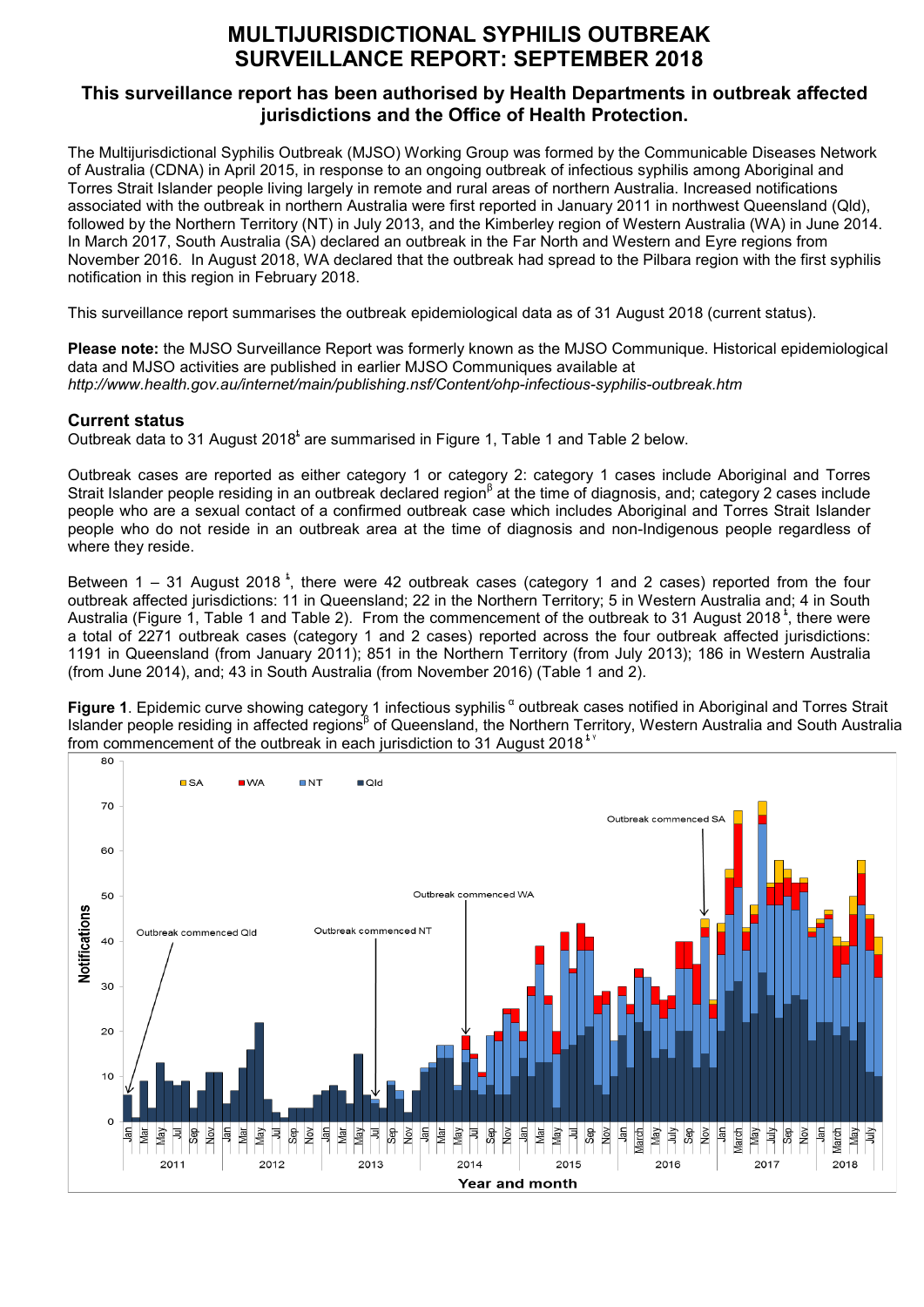# MULTIJURISDICTIONAL SYPHILIS OUTBREAK SURVEILLANCE REPORT: SEPTEMBER 2018

## This surveillance report has been authorised by Health Departments in outbreak affected jurisdictions and the Office of Health Protection.

The Multijurisdictional Syphilis Outbreak (MJSO) Working Group was formed by the Communicable Diseases Network of Australia (CDNA) in April 2015, in response to an ongoing outbreak of infectious syphilis among Aboriginal and Torres Strait Islander people living largely in remote and rural areas of northern Australia. Increased notifications associated with the outbreak in northern Australia were first reported in January 2011 in northwest Queensland (Qld), followed by the Northern Territory (NT) in July 2013, and the Kimberley region of Western Australia (WA) in June 2014. In March 2017, South Australia (SA) declared an outbreak in the Far North and Western and Eyre regions from November 2016. In August 2018, WA declared that the outbreak had spread to the Pilbara region with the first syphilis notification in this region in February 2018.

This surveillance report summarises the outbreak epidemiological data as of 31 August 2018 (current status).

**Please note:** the MJSO Surveillance Report was formerly known as the MJSO Communique. Historical epidemiological data and MJSO activities are published in earlier MJSO Communiques available at *http://www.health.gov.au/internet/main/publishing.nsf/Content/ohp-infectious-syphilis-outbreak.htm*

### Current status

Outbreak data to 31 August 2018[ł] are summarised in Figure 1, Table 1 and Table 2 below.

Outbreak cases are reported as either category 1 or category 2: category 1 cases include Aboriginal and Torres Strait Islander people residing in an outbreak declared region[β] at the time of diagnosis, and; category 2 cases include people who are a sexual contact of a confirmed outbreak case which includes Aboriginal and Torres Strait Islander people who do not reside in an outbreak area at the time of diagnosis and non-Indigenous people regardless of where they reside.

Between 1 – 31 August 2018[ł], there were 42 outbreak cases (category 1 and 2 cases) reported from the four outbreak affected jurisdictions: 11 in Queensland; 22 in the Northern Territory; 5 in Western Australia and; 4 in South Australia (Figure 1, Table 1 and Table 2). From the commencement of the outbreak to 31 August 2018[ł], there were a total of 2271 outbreak cases (category 1 and 2 cases) reported across the four outbreak affected jurisdictions: 1191 in Queensland (from January 2011); 851 in the Northern Territory (from July 2013); 186 in Western Australia (from June 2014), and; 43 in South Australia (from November 2016) (Table 1 and 2).

**Figure 1**. Epidemic curve showing category 1 infectious syphilis[α] outbreak cases notified in Aboriginal and Torres Strait Islander people residing in affected regions[β] of Queensland, the Northern Territory, Western Australia and South Australia from commencement of the outbreak in each jurisdiction to 31 August 2018[ł γ]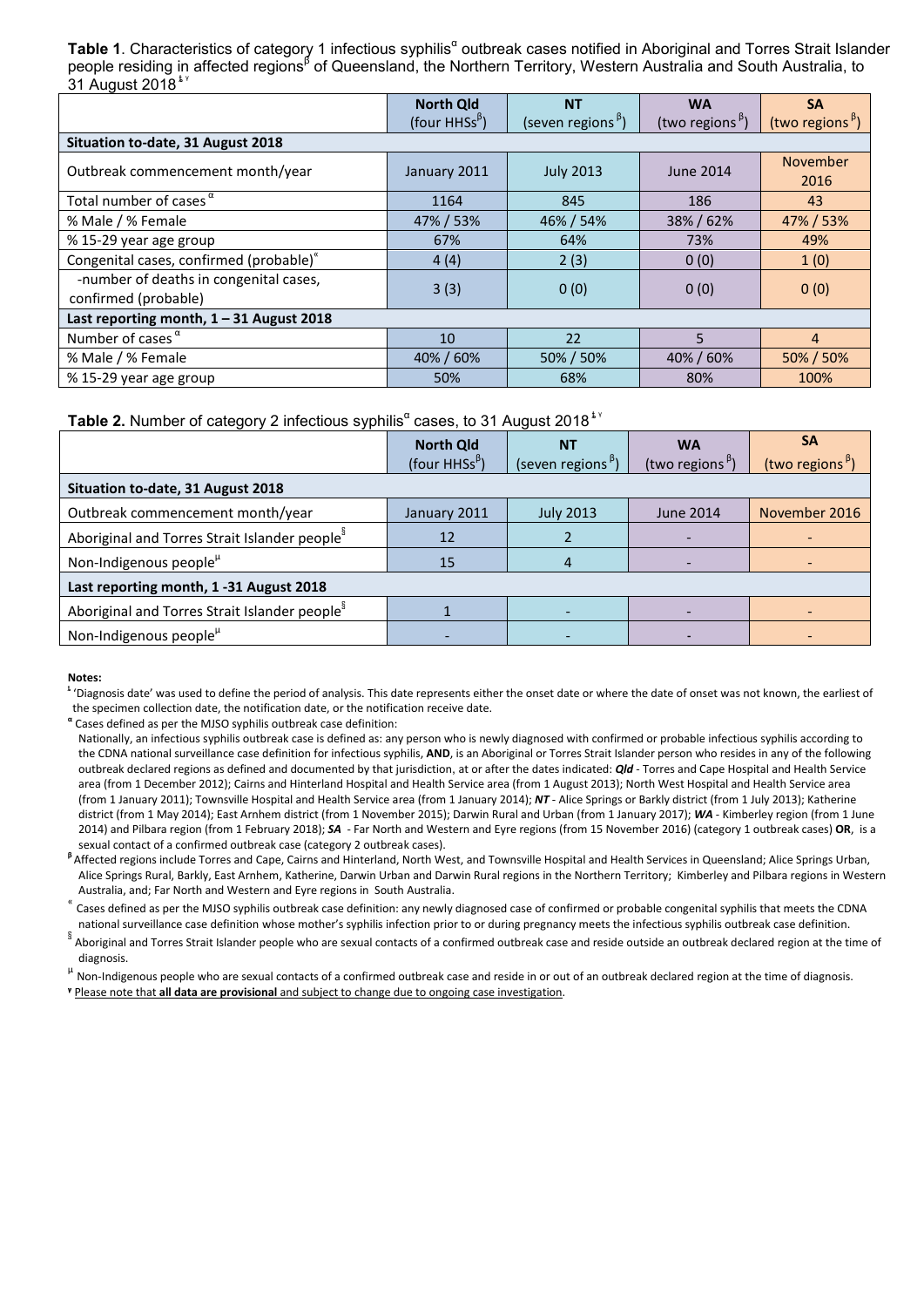**Table 1**. Characteristics of category 1 infectious syphilis[α] outbreak cases notified in Aboriginal and Torres Strait Islander people residing in affected regions[β] of Queensland, the Northern Territory, Western Australia and South Australia, to 31 August 2018[ł ˠ]

| | **North Qld** (four HHSs[β]) | **NT** (seven regions[β]) | **WA** (two regions[β]) | **SA** (two regions[β]) |
|---|---|---|---|---|
| **Situation to-date, 31 August 2018** | | | | |
| Outbreak commencement month/year | January 2011 | July 2013 | June 2014 | November 2016 |
| Total number of cases[α] | 1164 | 845 | 186 | 43 |
| % Male / % Female | 47% / 53% | 46% / 54% | 38% / 62% | 47% / 53% |
| % 15-29 year age group | 67% | 64% | 73% | 49% |
| Congenital cases, confirmed (probable)[«] | 4 (4) | 2 (3) | 0 (0) | 1 (0) |
| -number of deaths in congenital cases, confirmed (probable) | 3 (3) | 0 (0) | 0 (0) | 0 (0) |
| **Last reporting month, 1 – 31 August 2018** | | | | |
| Number of cases[α] | 10 | 22 | 5 | 4 |
| % Male / % Female | 40% / 60% | 50% / 50% | 40% / 60% | 50% / 50% |
| % 15-29 year age group | 50% | 68% | 80% | 100% |

**Table 2.** Number of category 2 infectious syphilis[α] cases, to 31 August 2018[ł ˠ]

| | **North Qld** (four HHSs[β]) | **NT** (seven regions[β]) | **WA** (two regions[β]) | **SA** (two regions[β]) |
|---|---|---|---|---|
| **Situation to-date, 31 August 2018** | | | | |
| Outbreak commencement month/year | January 2011 | July 2013 | June 2014 | November 2016 |
| Aboriginal and Torres Strait Islander people[§] | 12 | 2 | - | - |
| Non-Indigenous people[µ] | 15 | 4 | - | - |
| **Last reporting month, 1 -31 August 2018** | | | | |
| Aboriginal and Torres Strait Islander people[§] | 1 | - | - | - |
| Non-Indigenous people[µ] | - | - | - | - |

**Notes:**

[ł] 'Diagnosis date' was used to define the period of analysis. This date represents either the onset date or where the date of onset was not known, the earliest of the specimen collection date, the notification date, or the notification receive date.

[α] Cases defined as per the MJSO syphilis outbreak case definition:
Nationally, an infectious syphilis outbreak case is defined as: any person who is newly diagnosed with confirmed or probable infectious syphilis according to the CDNA national surveillance case definition for infectious syphilis, **AND**, is an Aboriginal or Torres Strait Islander person who resides in any of the following outbreak declared regions as defined and documented by that jurisdiction, at or after the dates indicated: ***Qld*** - Torres and Cape Hospital and Health Service area (from 1 December 2012); Cairns and Hinterland Hospital and Health Service area (from 1 August 2013); North West Hospital and Health Service area (from 1 January 2011); Townsville Hospital and Health Service area (from 1 January 2014); ***NT*** - Alice Springs or Barkly district (from 1 July 2013); Katherine district (from 1 May 2014); East Arnhem district (from 1 November 2015); Darwin Rural and Urban (from 1 January 2017); ***WA*** - Kimberley region (from 1 June 2014) and Pilbara region (from 1 February 2018); ***SA*** - Far North and Western and Eyre regions (from 15 November 2016) (category 1 outbreak cases) **OR**, is a sexual contact of a confirmed outbreak case (category 2 outbreak cases).

[β] Affected regions include Torres and Cape, Cairns and Hinterland, North West, and Townsville Hospital and Health Services in Queensland; Alice Springs Urban, Alice Springs Rural, Barkly, East Arnhem, Katherine, Darwin Urban and Darwin Rural regions in the Northern Territory; Kimberley and Pilbara regions in Western Australia, and; Far North and Western and Eyre regions in South Australia.

[«] Cases defined as per the MJSO syphilis outbreak case definition: any newly diagnosed case of confirmed or probable congenital syphilis that meets the CDNA national surveillance case definition whose mother's syphilis infection prior to or during pregnancy meets the infectious syphilis outbreak case definition.

[§] Aboriginal and Torres Strait Islander people who are sexual contacts of a confirmed outbreak case and reside outside an outbreak declared region at the time of diagnosis.

[µ] Non-Indigenous people who are sexual contacts of a confirmed outbreak case and reside in or out of an outbreak declared region at the time of diagnosis.

[ˠ] Please note that **all data are provisional** and subject to change due to ongoing case investigation.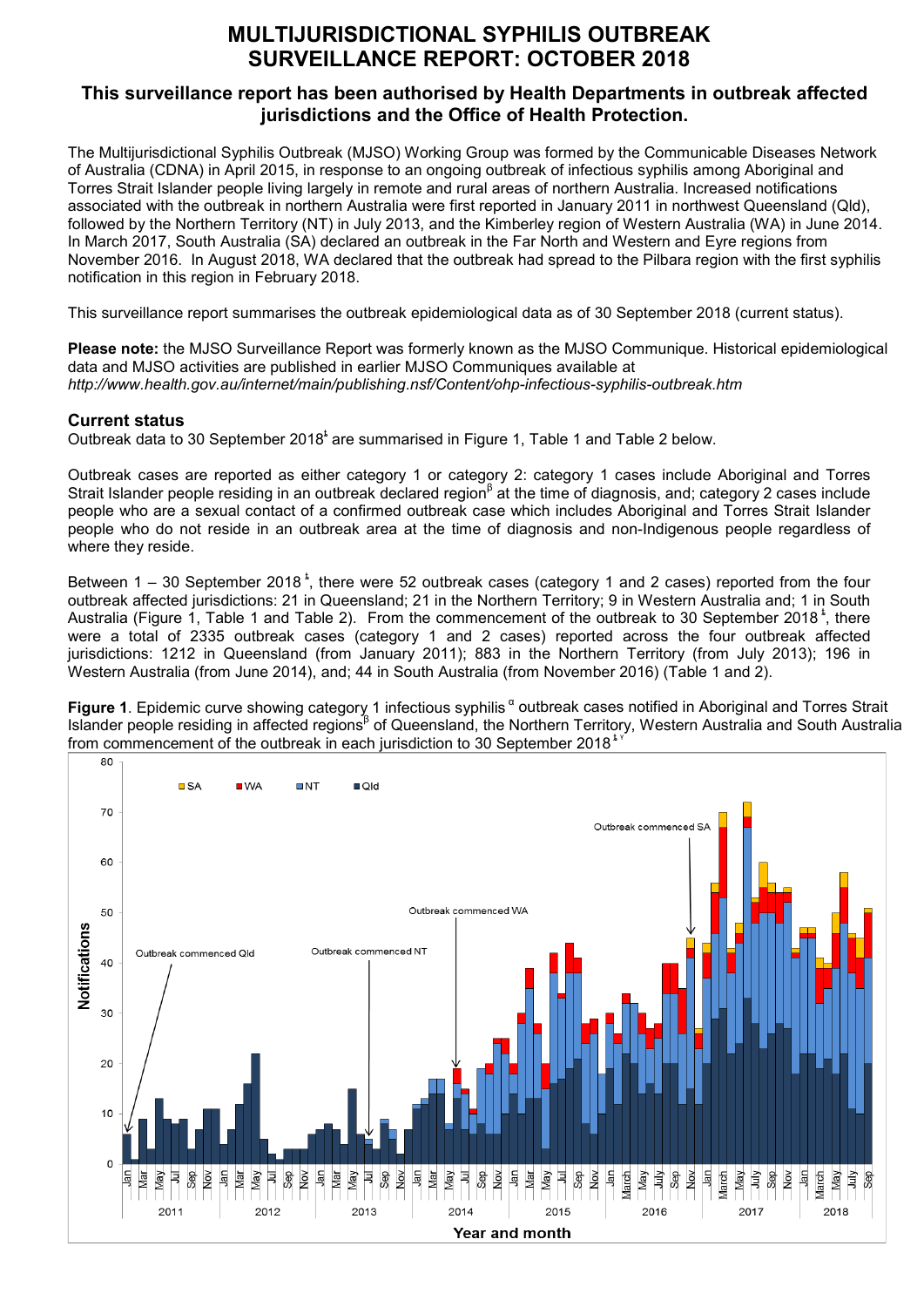# MULTIJURISDICTIONAL SYPHILIS OUTBREAK SURVEILLANCE REPORT: OCTOBER 2018

## This surveillance report has been authorised by Health Departments in outbreak affected jurisdictions and the Office of Health Protection.

The Multijurisdictional Syphilis Outbreak (MJSO) Working Group was formed by the Communicable Diseases Network of Australia (CDNA) in April 2015, in response to an ongoing outbreak of infectious syphilis among Aboriginal and Torres Strait Islander people living largely in remote and rural areas of northern Australia. Increased notifications associated with the outbreak in northern Australia were first reported in January 2011 in northwest Queensland (Qld), followed by the Northern Territory (NT) in July 2013, and the Kimberley region of Western Australia (WA) in June 2014. In March 2017, South Australia (SA) declared an outbreak in the Far North and Western and Eyre regions from November 2016. In August 2018, WA declared that the outbreak had spread to the Pilbara region with the first syphilis notification in this region in February 2018.

This surveillance report summarises the outbreak epidemiological data as of 30 September 2018 (current status).

**Please note:** the MJSO Surveillance Report was formerly known as the MJSO Communique. Historical epidemiological data and MJSO activities are published in earlier MJSO Communiques available at *http://www.health.gov.au/internet/main/publishing.nsf/Content/ohp-infectious-syphilis-outbreak.htm*

### Current status

Outbreak data to 30 September 2018[ŧ] are summarised in Figure 1, Table 1 and Table 2 below.

Outbreak cases are reported as either category 1 or category 2: category 1 cases include Aboriginal and Torres Strait Islander people residing in an outbreak declared region[β] at the time of diagnosis, and; category 2 cases include people who are a sexual contact of a confirmed outbreak case which includes Aboriginal and Torres Strait Islander people who do not reside in an outbreak area at the time of diagnosis and non-Indigenous people regardless of where they reside.

Between 1 – 30 September 2018[ŧ], there were 52 outbreak cases (category 1 and 2 cases) reported from the four outbreak affected jurisdictions: 21 in Queensland; 21 in the Northern Territory; 9 in Western Australia and; 1 in South Australia (Figure 1, Table 1 and Table 2). From the commencement of the outbreak to 30 September 2018[ŧ], there were a total of 2335 outbreak cases (category 1 and 2 cases) reported across the four outbreak affected jurisdictions: 1212 in Queensland (from January 2011); 883 in the Northern Territory (from July 2013); 196 in Western Australia (from June 2014), and; 44 in South Australia (from November 2016) (Table 1 and 2).

**Figure 1**. Epidemic curve showing category 1 infectious syphilis[α] outbreak cases notified in Aboriginal and Torres Strait Islander people residing in affected regions[β] of Queensland, the Northern Territory, Western Australia and South Australia from commencement of the outbreak in each jurisdiction to 30 September 2018[ŧ γ]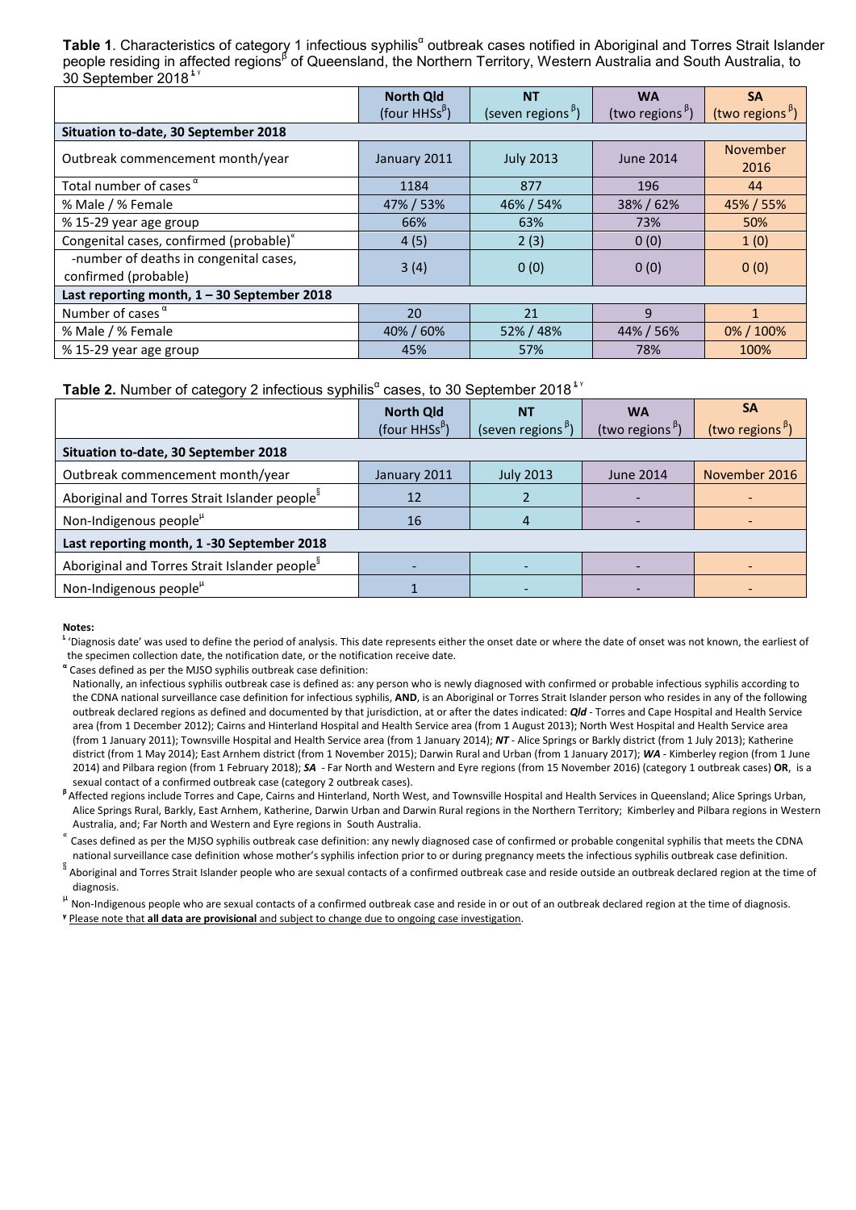**Table 1**. Characteristics of category 1 infectious syphilis[α] outbreak cases notified in Aboriginal and Torres Strait Islander people residing in affected regions[β] of Queensland, the Northern Territory, Western Australia and South Australia, to 30 September 2018[ŧ γ]

| | **North Qld** (four HHSs[β]) | **NT** (seven regions[β]) | **WA** (two regions[β]) | **SA** (two regions[β]) |
|---|---|---|---|---|
| **Situation to-date, 30 September 2018** | | | | |
| Outbreak commencement month/year | January 2011 | July 2013 | June 2014 | November 2016 |
| Total number of cases[α] | 1184 | 877 | 196 | 44 |
| % Male / % Female | 47% / 53% | 46% / 54% | 38% / 62% | 45% / 55% |
| % 15-29 year age group | 66% | 63% | 73% | 50% |
| Congenital cases, confirmed (probable)[«] | 4 (5) | 2 (3) | 0 (0) | 1 (0) |
| -number of deaths in congenital cases, confirmed (probable) | 3 (4) | 0 (0) | 0 (0) | 0 (0) |
| **Last reporting month, 1 – 30 September 2018** | | | | |
| Number of cases[α] | 20 | 21 | 9 | 1 |
| % Male / % Female | 40% / 60% | 52% / 48% | 44% / 56% | 0% / 100% |
| % 15-29 year age group | 45% | 57% | 78% | 100% |

**Table 2.** Number of category 2 infectious syphilis[α] cases, to 30 September 2018[ŧ γ]

| | **North Qld** (four HHSs[β]) | **NT** (seven regions[β]) | **WA** (two regions[β]) | **SA** (two regions[β]) |
|---|---|---|---|---|
| **Situation to-date, 30 September 2018** | | | | |
| Outbreak commencement month/year | January 2011 | July 2013 | June 2014 | November 2016 |
| Aboriginal and Torres Strait Islander people[§] | 12 | 2 | - | - |
| Non-Indigenous people[µ] | 16 | 4 | - | - |
| **Last reporting month, 1 -30 September 2018** | | | | |
| Aboriginal and Torres Strait Islander people[§] | - | - | - | - |
| Non-Indigenous people[µ] | 1 | - | - | - |

**Notes:**

[ŧ] 'Diagnosis date' was used to define the period of analysis. This date represents either the onset date or where the date of onset was not known, the earliest of the specimen collection date, the notification date, or the notification receive date.

[α] Cases defined as per the MJSO syphilis outbreak case definition:
Nationally, an infectious syphilis outbreak case is defined as: any person who is newly diagnosed with confirmed or probable infectious syphilis according to the CDNA national surveillance case definition for infectious syphilis, **AND**, is an Aboriginal or Torres Strait Islander person who resides in any of the following outbreak declared regions as defined and documented by that jurisdiction, at or after the dates indicated: ***Qld*** - Torres and Cape Hospital and Health Service area (from 1 December 2012); Cairns and Hinterland Hospital and Health Service area (from 1 August 2013); North West Hospital and Health Service area (from 1 January 2011); Townsville Hospital and Health Service area (from 1 January 2014); ***NT*** - Alice Springs or Barkly district (from 1 July 2013); Katherine district (from 1 May 2014); East Arnhem district (from 1 November 2015); Darwin Rural and Urban (from 1 January 2017); ***WA*** - Kimberley region (from 1 June 2014) and Pilbara region (from 1 February 2018); ***SA*** - Far North and Western and Eyre regions (from 15 November 2016) (category 1 outbreak cases) **OR**, is a sexual contact of a confirmed outbreak case (category 2 outbreak cases).

[β] Affected regions include Torres and Cape, Cairns and Hinterland, North West, and Townsville Hospital and Health Services in Queensland; Alice Springs Urban, Alice Springs Rural, Barkly, East Arnhem, Katherine, Darwin Urban and Darwin Rural regions in the Northern Territory; Kimberley and Pilbara regions in Western Australia, and; Far North and Western and Eyre regions in South Australia.

[«] Cases defined as per the MJSO syphilis outbreak case definition: any newly diagnosed case of confirmed or probable congenital syphilis that meets the CDNA national surveillance case definition whose mother's syphilis infection prior to or during pregnancy meets the infectious syphilis outbreak case definition.

[§] Aboriginal and Torres Strait Islander people who are sexual contacts of a confirmed outbreak case and reside outside an outbreak declared region at the time of diagnosis.

[µ] Non-Indigenous people who are sexual contacts of a confirmed outbreak case and reside in or out of an outbreak declared region at the time of diagnosis.

[γ] Please note that **all data are provisional** and subject to change due to ongoing case investigation.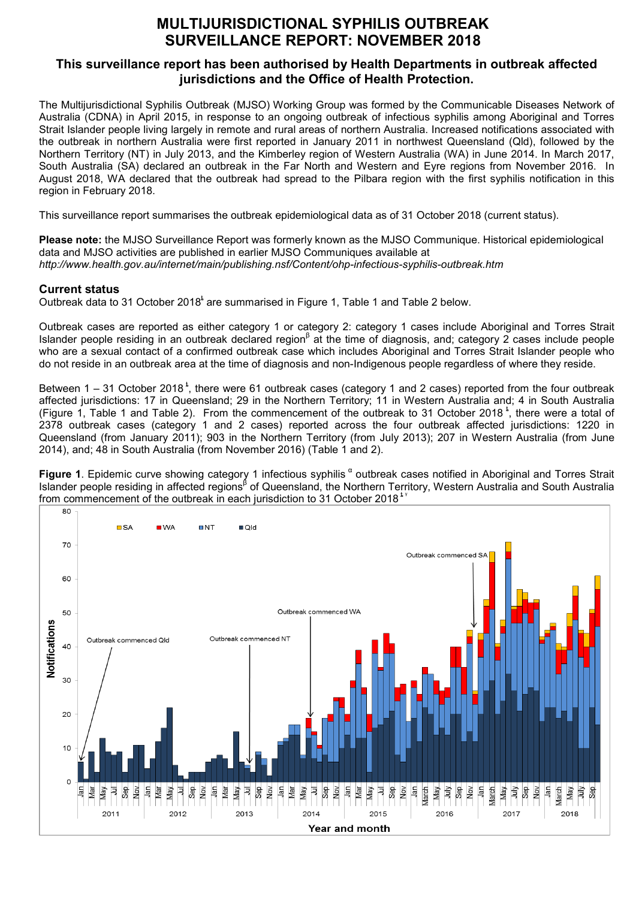# MULTIJURISDICTIONAL SYPHILIS OUTBREAK SURVEILLANCE REPORT: NOVEMBER 2018

## This surveillance report has been authorised by Health Departments in outbreak affected jurisdictions and the Office of Health Protection.

The Multijurisdictional Syphilis Outbreak (MJSO) Working Group was formed by the Communicable Diseases Network of Australia (CDNA) in April 2015, in response to an ongoing outbreak of infectious syphilis among Aboriginal and Torres Strait Islander people living largely in remote and rural areas of northern Australia. Increased notifications associated with the outbreak in northern Australia were first reported in January 2011 in northwest Queensland (Qld), followed by the Northern Territory (NT) in July 2013, and the Kimberley region of Western Australia (WA) in June 2014. In March 2017, South Australia (SA) declared an outbreak in the Far North and Western and Eyre regions from November 2016. In August 2018, WA declared that the outbreak had spread to the Pilbara region with the first syphilis notification in this region in February 2018.

This surveillance report summarises the outbreak epidemiological data as of 31 October 2018 (current status).

**Please note:** the MJSO Surveillance Report was formerly known as the MJSO Communique. Historical epidemiological data and MJSO activities are published in earlier MJSO Communiques available at *http://www.health.gov.au/internet/main/publishing.nsf/Content/ohp-infectious-syphilis-outbreak.htm*

### Current status

Outbreak data to 31 October 2018[ł] are summarised in Figure 1, Table 1 and Table 2 below.

Outbreak cases are reported as either category 1 or category 2: category 1 cases include Aboriginal and Torres Strait Islander people residing in an outbreak declared region[β] at the time of diagnosis, and; category 2 cases include people who are a sexual contact of a confirmed outbreak case which includes Aboriginal and Torres Strait Islander people who do not reside in an outbreak area at the time of diagnosis and non-Indigenous people regardless of where they reside.

Between 1 – 31 October 2018[ł], there were 61 outbreak cases (category 1 and 2 cases) reported from the four outbreak affected jurisdictions: 17 in Queensland; 29 in the Northern Territory; 11 in Western Australia and; 4 in South Australia (Figure 1, Table 1 and Table 2). From the commencement of the outbreak to 31 October 2018[ł], there were a total of 2378 outbreak cases (category 1 and 2 cases) reported across the four outbreak affected jurisdictions: 1220 in Queensland (from January 2011); 903 in the Northern Territory (from July 2013); 207 in Western Australia (from June 2014), and; 48 in South Australia (from November 2016) (Table 1 and 2).

**Figure 1**. Epidemic curve showing category 1 infectious syphilis[α] outbreak cases notified in Aboriginal and Torres Strait Islander people residing in affected regions[β] of Queensland, the Northern Territory, Western Australia and South Australia from commencement of the outbreak in each jurisdiction to 31 October 2018[ł γ]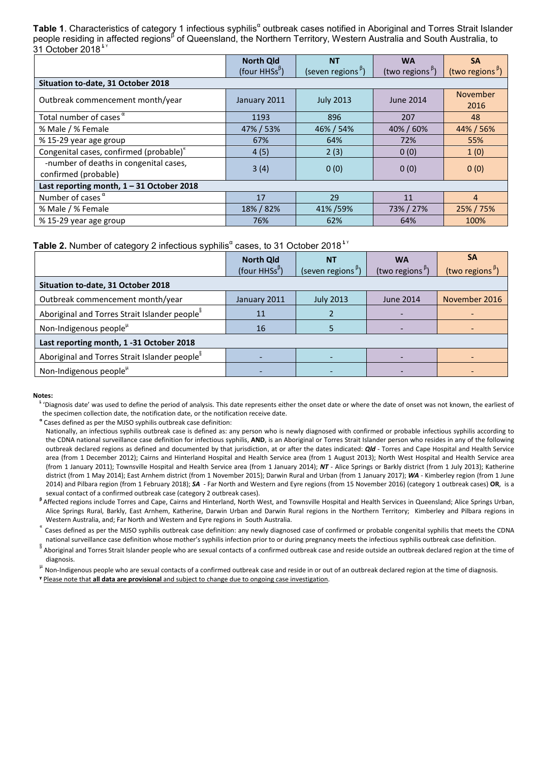**Table 1**. Characteristics of category 1 infectious syphilis[α] outbreak cases notified in Aboriginal and Torres Strait Islander people residing in affected regions[β] of Queensland, the Northern Territory, Western Australia and South Australia, to 31 October 2018[ɫ ɣ]

| | **North Qld** (four HHSs[β]) | **NT** (seven regions[β]) | **WA** (two regions[β]) | **SA** (two regions[β]) |
|---|---|---|---|---|
| **Situation to-date, 31 October 2018** | | | | |
| Outbreak commencement month/year | January 2011 | July 2013 | June 2014 | November 2016 |
| Total number of cases[α] | 1193 | 896 | 207 | 48 |
| % Male / % Female | 47% / 53% | 46% / 54% | 40% / 60% | 44% / 56% |
| % 15-29 year age group | 67% | 64% | 72% | 55% |
| Congenital cases, confirmed (probable)[«] | 4 (5) | 2 (3) | 0 (0) | 1 (0) |
| -number of deaths in congenital cases, confirmed (probable) | 3 (4) | 0 (0) | 0 (0) | 0 (0) |
| **Last reporting month, 1 – 31 October 2018** | | | | |
| Number of cases[α] | 17 | 29 | 11 | 4 |
| % Male / % Female | 18% / 82% | 41% /59% | 73% / 27% | 25% / 75% |
| % 15-29 year age group | 76% | 62% | 64% | 100% |

**Table 2.** Number of category 2 infectious syphilis[α] cases, to 31 October 2018[ɫ ɣ]

| | **North Qld** (four HHSs[β]) | **NT** (seven regions[β]) | **WA** (two regions[β]) | **SA** (two regions[β]) |
|---|---|---|---|---|
| **Situation to-date, 31 October 2018** | | | | |
| Outbreak commencement month/year | January 2011 | July 2013 | June 2014 | November 2016 |
| Aboriginal and Torres Strait Islander people[§] | 11 | 2 | - | - |
| Non-Indigenous people[μ] | 16 | 5 | - | - |
| **Last reporting month, 1 -31 October 2018** | | | | |
| Aboriginal and Torres Strait Islander people[§] | - | - | - | - |
| Non-Indigenous people[μ] | - | - | - | - |

**Notes:**

[ɫ] 'Diagnosis date' was used to define the period of analysis. This date represents either the onset date or where the date of onset was not known, the earliest of the specimen collection date, the notification date, or the notification receive date.

[α] Cases defined as per the MJSO syphilis outbreak case definition:
Nationally, an infectious syphilis outbreak case is defined as: any person who is newly diagnosed with confirmed or probable infectious syphilis according to the CDNA national surveillance case definition for infectious syphilis, **AND**, is an Aboriginal or Torres Strait Islander person who resides in any of the following outbreak declared regions as defined and documented by that jurisdiction, at or after the dates indicated: ***Qld*** - Torres and Cape Hospital and Health Service area (from 1 December 2012); Cairns and Hinterland Hospital and Health Service area (from 1 August 2013); North West Hospital and Health Service area (from 1 January 2011); Townsville Hospital and Health Service area (from 1 January 2014); ***NT*** - Alice Springs or Barkly district (from 1 July 2013); Katherine district (from 1 May 2014); East Arnhem district (from 1 November 2015); Darwin Rural and Urban (from 1 January 2017); ***WA*** - Kimberley region (from 1 June 2014) and Pilbara region (from 1 February 2018); ***SA*** - Far North and Western and Eyre regions (from 15 November 2016) (category 1 outbreak cases) **OR**, is a sexual contact of a confirmed outbreak case (category 2 outbreak cases).

[β] Affected regions include Torres and Cape, Cairns and Hinterland, North West, and Townsville Hospital and Health Services in Queensland; Alice Springs Urban, Alice Springs Rural, Barkly, East Arnhem, Katherine, Darwin Urban and Darwin Rural regions in the Northern Territory; Kimberley and Pilbara regions in Western Australia, and; Far North and Western and Eyre regions in South Australia.

[«] Cases defined as per the MJSO syphilis outbreak case definition: any newly diagnosed case of confirmed or probable congenital syphilis that meets the CDNA national surveillance case definition whose mother's syphilis infection prior to or during pregnancy meets the infectious syphilis outbreak case definition.

[§] Aboriginal and Torres Strait Islander people who are sexual contacts of a confirmed outbreak case and reside outside an outbreak declared region at the time of diagnosis.

[μ] Non-Indigenous people who are sexual contacts of a confirmed outbreak case and reside in or out of an outbreak declared region at the time of diagnosis.

[ɣ] Please note that **all data are provisional** and subject to change due to ongoing case investigation.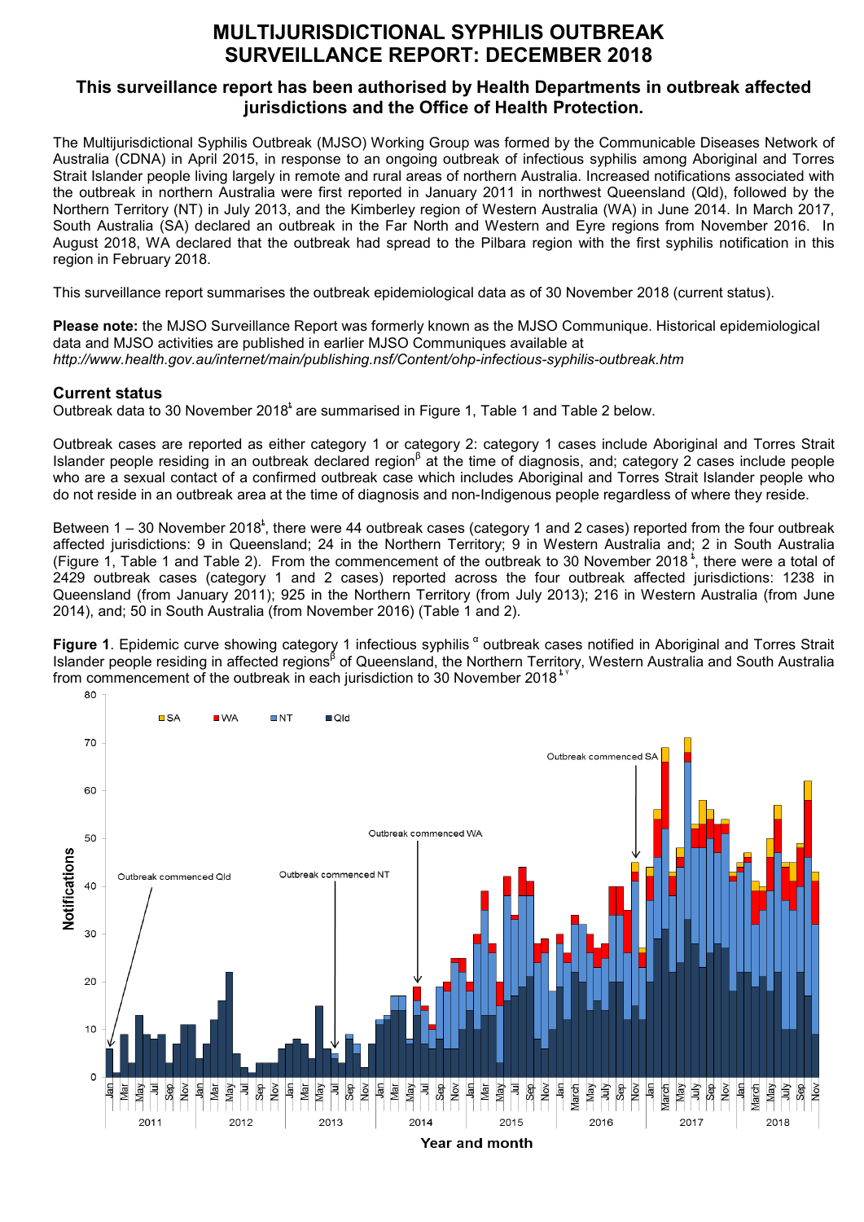# MULTIJURISDICTIONAL SYPHILIS OUTBREAK SURVEILLANCE REPORT: DECEMBER 2018

## This surveillance report has been authorised by Health Departments in outbreak affected jurisdictions and the Office of Health Protection.

The Multijurisdictional Syphilis Outbreak (MJSO) Working Group was formed by the Communicable Diseases Network of Australia (CDNA) in April 2015, in response to an ongoing outbreak of infectious syphilis among Aboriginal and Torres Strait Islander people living largely in remote and rural areas of northern Australia. Increased notifications associated with the outbreak in northern Australia were first reported in January 2011 in northwest Queensland (Qld), followed by the Northern Territory (NT) in July 2013, and the Kimberley region of Western Australia (WA) in June 2014. In March 2017, South Australia (SA) declared an outbreak in the Far North and Western and Eyre regions from November 2016. In August 2018, WA declared that the outbreak had spread to the Pilbara region with the first syphilis notification in this region in February 2018.

This surveillance report summarises the outbreak epidemiological data as of 30 November 2018 (current status).

**Please note:** the MJSO Surveillance Report was formerly known as the MJSO Communique. Historical epidemiological data and MJSO activities are published in earlier MJSO Communiques available at *http://www.health.gov.au/internet/main/publishing.nsf/Content/ohp-infectious-syphilis-outbreak.htm*

### Current status

Outbreak data to 30 November 2018[ƚ] are summarised in Figure 1, Table 1 and Table 2 below.

Outbreak cases are reported as either category 1 or category 2: category 1 cases include Aboriginal and Torres Strait Islander people residing in an outbreak declared region[β] at the time of diagnosis, and; category 2 cases include people who are a sexual contact of a confirmed outbreak case which includes Aboriginal and Torres Strait Islander people who do not reside in an outbreak area at the time of diagnosis and non-Indigenous people regardless of where they reside.

Between 1 – 30 November 2018[ƚ], there were 44 outbreak cases (category 1 and 2 cases) reported from the four outbreak affected jurisdictions: 9 in Queensland; 24 in the Northern Territory; 9 in Western Australia and; 2 in South Australia (Figure 1, Table 1 and Table 2). From the commencement of the outbreak to 30 November 2018[ƚ], there were a total of 2429 outbreak cases (category 1 and 2 cases) reported across the four outbreak affected jurisdictions: 1238 in Queensland (from January 2011); 925 in the Northern Territory (from July 2013); 216 in Western Australia (from June 2014), and; 50 in South Australia (from November 2016) (Table 1 and 2).

**Figure 1**. Epidemic curve showing category 1 infectious syphilis[α] outbreak cases notified in Aboriginal and Torres Strait Islander people residing in affected regions[β] of Queensland, the Northern Territory, Western Australia and South Australia from commencement of the outbreak in each jurisdiction to 30 November 2018[ƚ γ]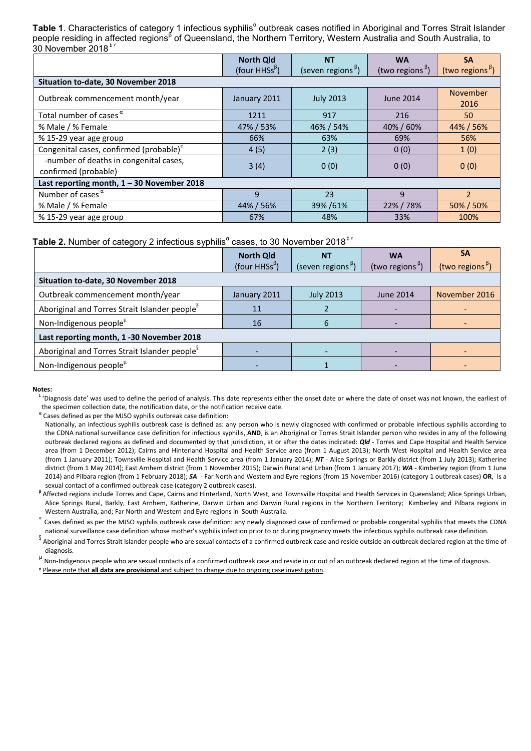**Table 1**. Characteristics of category 1 infectious syphilis[α] outbreak cases notified in Aboriginal and Torres Strait Islander people residing in affected regions[β] of Queensland, the Northern Territory, Western Australia and South Australia, to 30 November 2018[ł ¥]

| | North Qld (four HHSs[β]) | NT (seven regions [β]) | WA (two regions [β]) | SA (two regions [β]) |
|---|---|---|---|---|
| **Situation to-date, 30 November 2018** | | | | |
| Outbreak commencement month/year | January 2011 | July 2013 | June 2014 | November 2016 |
| Total number of cases [α] | 1211 | 917 | 216 | 50 |
| % Male / % Female | 47% / 53% | 46% / 54% | 40% / 60% | 44% / 56% |
| % 15-29 year age group | 66% | 63% | 69% | 56% |
| Congenital cases, confirmed (probable)[«] | 4 (5) | 2 (3) | 0 (0) | 1 (0) |
| -number of deaths in congenital cases, confirmed (probable) | 3 (4) | 0 (0) | 0 (0) | 0 (0) |
| **Last reporting month, 1 – 30 November 2018** | | | | |
| Number of cases [α] | 9 | 23 | 9 | 2 |
| % Male / % Female | 44% / 56% | 39% /61% | 22% / 78% | 50% / 50% |
| % 15-29 year age group | 67% | 48% | 33% | 100% |

**Table 2.** Number of category 2 infectious syphilis[α] cases, to 30 November 2018[ł ¥]

| | North Qld (four HHSs[β]) | NT (seven regions [β]) | WA (two regions [β]) | SA (two regions [β]) |
|---|---|---|---|---|
| **Situation to-date, 30 November 2018** | | | | |
| Outbreak commencement month/year | January 2011 | July 2013 | June 2014 | November 2016 |
| Aboriginal and Torres Strait Islander people[§] | 11 | 2 | - | - |
| Non-Indigenous people[µ] | 16 | 6 | - | - |
| **Last reporting month, 1 -30 November 2018** | | | | |
| Aboriginal and Torres Strait Islander people[§] | - | - | - | - |
| Non-Indigenous people[µ] | - | 1 | - | - |

**Notes:**

[ł] 'Diagnosis date' was used to define the period of analysis. This date represents either the onset date or where the date of onset was not known, the earliest of the specimen collection date, the notification date, or the notification receive date.

[α] Cases defined as per the MJSO syphilis outbreak case definition:

Nationally, an infectious syphilis outbreak case is defined as: any person who is newly diagnosed with confirmed or probable infectious syphilis according to the CDNA national surveillance case definition for infectious syphilis, **AND**, is an Aboriginal or Torres Strait Islander person who resides in any of the following outbreak declared regions as defined and documented by that jurisdiction, at or after the dates indicated: ***Qld*** - Torres and Cape Hospital and Health Service area (from 1 December 2012); Cairns and Hinterland Hospital and Health Service area (from 1 August 2013); North West Hospital and Health Service area (from 1 January 2011); Townsville Hospital and Health Service area (from 1 January 2014); ***NT*** - Alice Springs or Barkly district (from 1 July 2013); Katherine district (from 1 May 2014); East Arnhem district (from 1 November 2015); Darwin Rural and Urban (from 1 January 2017); ***WA*** - Kimberley region (from 1 June 2014) and Pilbara region (from 1 February 2018); ***SA*** - Far North and Western and Eyre regions (from 15 November 2016) (category 1 outbreak cases) **OR**, is a sexual contact of a confirmed outbreak case (category 2 outbreak cases).

[β] Affected regions include Torres and Cape, Cairns and Hinterland, North West, and Townsville Hospital and Health Services in Queensland; Alice Springs Urban, Alice Springs Rural, Barkly, East Arnhem, Katherine, Darwin Urban and Darwin Rural regions in the Northern Territory; Kimberley and Pilbara regions in Western Australia, and; Far North and Western and Eyre regions in South Australia.

[«] Cases defined as per the MJSO syphilis outbreak case definition: any newly diagnosed case of confirmed or probable congenital syphilis that meets the CDNA national surveillance case definition whose mother's syphilis infection prior to or during pregnancy meets the infectious syphilis outbreak case definition.

[§] Aboriginal and Torres Strait Islander people who are sexual contacts of a confirmed outbreak case and reside outside an outbreak declared region at the time of diagnosis.

[µ] Non-Indigenous people who are sexual contacts of a confirmed outbreak case and reside in or out of an outbreak declared region at the time of diagnosis.

[¥] Please note that **all data are provisional** and subject to change due to ongoing case investigation.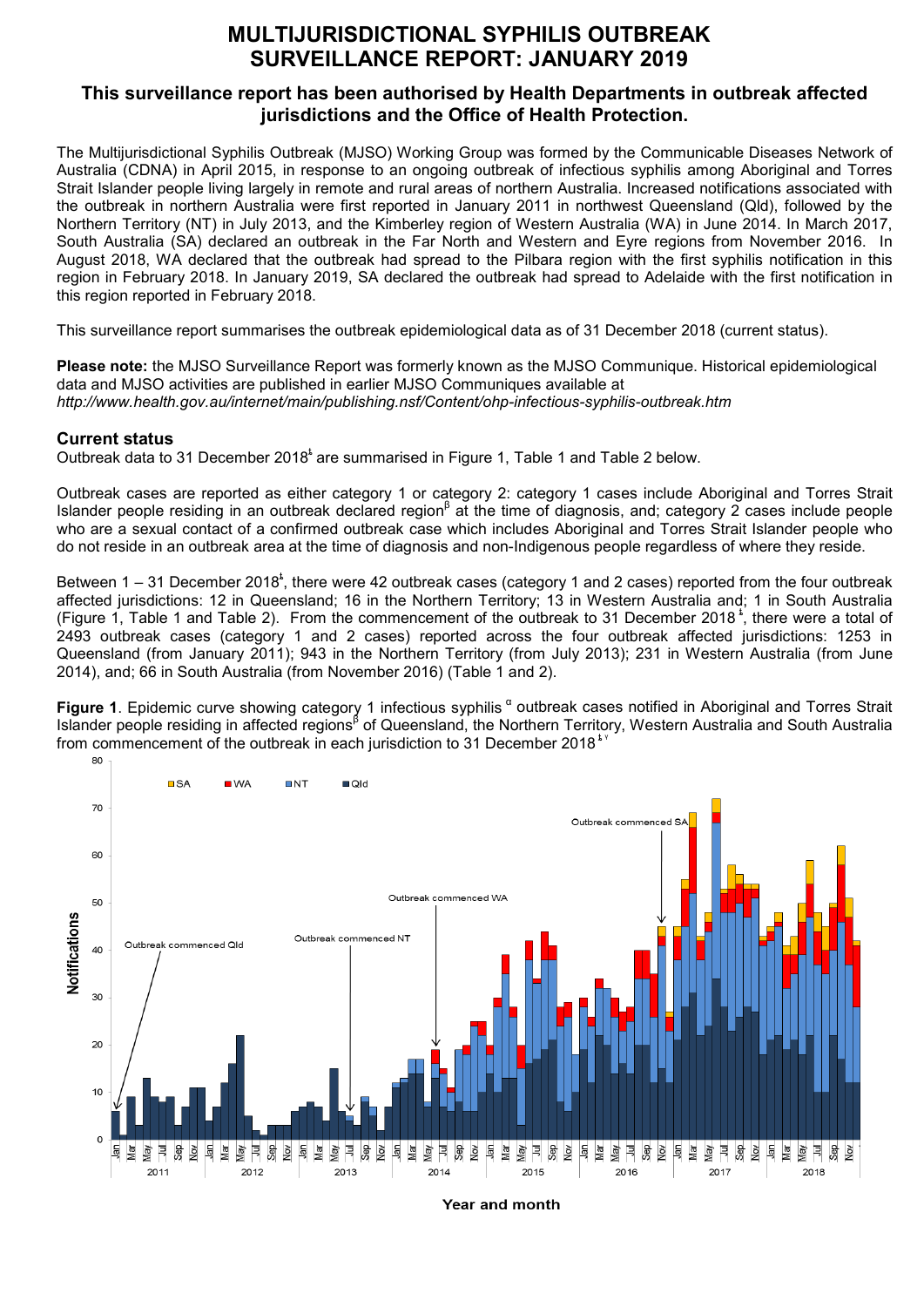# MULTIJURISDICTIONAL SYPHILIS OUTBREAK SURVEILLANCE REPORT: JANUARY 2019

## This surveillance report has been authorised by Health Departments in outbreak affected jurisdictions and the Office of Health Protection.

The Multijurisdictional Syphilis Outbreak (MJSO) Working Group was formed by the Communicable Diseases Network of Australia (CDNA) in April 2015, in response to an ongoing outbreak of infectious syphilis among Aboriginal and Torres Strait Islander people living largely in remote and rural areas of northern Australia. Increased notifications associated with the outbreak in northern Australia were first reported in January 2011 in northwest Queensland (Qld), followed by the Northern Territory (NT) in July 2013, and the Kimberley region of Western Australia (WA) in June 2014. In March 2017, South Australia (SA) declared an outbreak in the Far North and Western and Eyre regions from November 2016. In August 2018, WA declared that the outbreak had spread to the Pilbara region with the first syphilis notification in this region in February 2018. In January 2019, SA declared the outbreak had spread to Adelaide with the first notification in this region reported in February 2018.

This surveillance report summarises the outbreak epidemiological data as of 31 December 2018 (current status).

**Please note:** the MJSO Surveillance Report was formerly known as the MJSO Communique. Historical epidemiological data and MJSO activities are published in earlier MJSO Communiques available at *http://www.health.gov.au/internet/main/publishing.nsf/Content/ohp-infectious-syphilis-outbreak.htm*

### Current status

Outbreak data to 31 December 2018[ŧ] are summarised in Figure 1, Table 1 and Table 2 below.

Outbreak cases are reported as either category 1 or category 2: category 1 cases include Aboriginal and Torres Strait Islander people residing in an outbreak declared region[β] at the time of diagnosis, and; category 2 cases include people who are a sexual contact of a confirmed outbreak case which includes Aboriginal and Torres Strait Islander people who do not reside in an outbreak area at the time of diagnosis and non-Indigenous people regardless of where they reside.

Between 1 – 31 December 2018[ŧ], there were 42 outbreak cases (category 1 and 2 cases) reported from the four outbreak affected jurisdictions: 12 in Queensland; 16 in the Northern Territory; 13 in Western Australia and; 1 in South Australia (Figure 1, Table 1 and Table 2). From the commencement of the outbreak to 31 December 2018[ŧ], there were a total of 2493 outbreak cases (category 1 and 2 cases) reported across the four outbreak affected jurisdictions: 1253 in Queensland (from January 2011); 943 in the Northern Territory (from July 2013); 231 in Western Australia (from June 2014), and; 66 in South Australia (from November 2016) (Table 1 and 2).

**Figure 1**. Epidemic curve showing category 1 infectious syphilis [α] outbreak cases notified in Aboriginal and Torres Strait Islander people residing in affected regions[β] of Queensland, the Northern Territory, Western Australia and South Australia from commencement of the outbreak in each jurisdiction to 31 December 2018 [ŧ γ]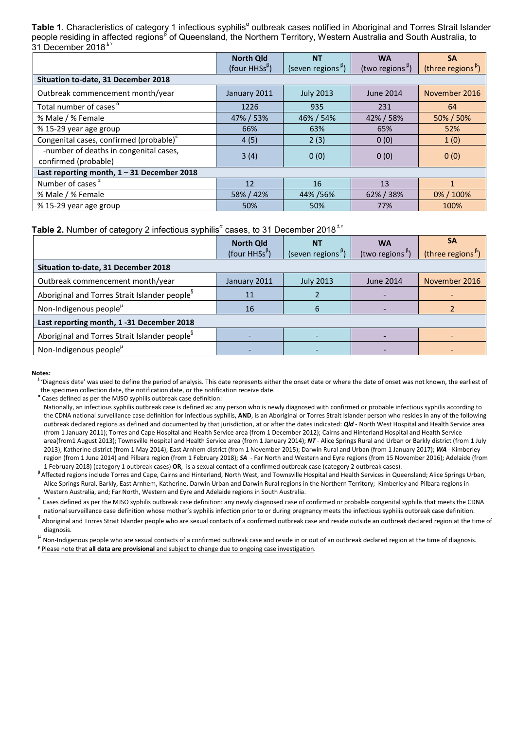**Table 1**. Characteristics of category 1 infectious syphilis[α] outbreak cases notified in Aboriginal and Torres Strait Islander people residing in affected regions[β] of Queensland, the Northern Territory, Western Australia and South Australia, to 31 December 2018[ɫ ɣ]

| | North Qld (four HHSs[β]) | NT (seven regions[β]) | WA (two regions[β]) | SA (three regions[β]) |
|---|---|---|---|---|
| **Situation to-date, 31 December 2018** | | | | |
| Outbreak commencement month/year | January 2011 | July 2013 | June 2014 | November 2016 |
| Total number of cases[α] | 1226 | 935 | 231 | 64 |
| % Male / % Female | 47% / 53% | 46% / 54% | 42% / 58% | 50% / 50% |
| % 15-29 year age group | 66% | 63% | 65% | 52% |
| Congenital cases, confirmed (probable)[«] | 4 (5) | 2 (3) | 0 (0) | 1 (0) |
| -number of deaths in congenital cases, confirmed (probable) | 3 (4) | 0 (0) | 0 (0) | 0 (0) |
| **Last reporting month, 1 – 31 December 2018** | | | | |
| Number of cases[α] | 12 | 16 | 13 | 1 |
| % Male / % Female | 58% / 42% | 44% /56% | 62% / 38% | 0% / 100% |
| % 15-29 year age group | 50% | 50% | 77% | 100% |

**Table 2.** Number of category 2 infectious syphilis[α] cases, to 31 December 2018[ɫ ɣ]

| | North Qld (four HHSs[β]) | NT (seven regions[β]) | WA (two regions[β]) | SA (three regions[β]) |
|---|---|---|---|---|
| **Situation to-date, 31 December 2018** | | | | |
| Outbreak commencement month/year | January 2011 | July 2013 | June 2014 | November 2016 |
| Aboriginal and Torres Strait Islander people[§] | 11 | 2 | - | - |
| Non-Indigenous people[µ] | 16 | 6 | - | 2 |
| **Last reporting month, 1 -31 December 2018** | | | | |
| Aboriginal and Torres Strait Islander people[§] | - | - | - | - |
| Non-Indigenous people[µ] | - | - | - | - |

**Notes:**

[ɫ] 'Diagnosis date' was used to define the period of analysis. This date represents either the onset date or where the date of onset was not known, the earliest of the specimen collection date, the notification date, or the notification receive date.

[α] Cases defined as per the MJSO syphilis outbreak case definition:
Nationally, an infectious syphilis outbreak case is defined as: any person who is newly diagnosed with confirmed or probable infectious syphilis according to the CDNA national surveillance case definition for infectious syphilis, **AND**, is an Aboriginal or Torres Strait Islander person who resides in any of the following outbreak declared regions as defined and documented by that jurisdiction, at or after the dates indicated: ***Qld*** - North West Hospital and Health Service area (from 1 January 2011); Torres and Cape Hospital and Health Service area (from 1 December 2012); Cairns and Hinterland Hospital and Health Service area(from1 August 2013); Townsville Hospital and Health Service area (from 1 January 2014); ***NT*** - Alice Springs Rural and Urban or Barkly district (from 1 July 2013); Katherine district (from 1 May 2014); East Arnhem district (from 1 November 2015); Darwin Rural and Urban (from 1 January 2017); ***WA*** - Kimberley region (from 1 June 2014) and Pilbara region (from 1 February 2018); ***SA*** - Far North and Western and Eyre regions (from 15 November 2016); Adelaide (from 1 February 2018) (category 1 outbreak cases) **OR**, is a sexual contact of a confirmed outbreak case (category 2 outbreak cases).

[β] Affected regions include Torres and Cape, Cairns and Hinterland, North West, and Townsville Hospital and Health Services in Queensland; Alice Springs Urban, Alice Springs Rural, Barkly, East Arnhem, Katherine, Darwin Urban and Darwin Rural regions in the Northern Territory; Kimberley and Pilbara regions in Western Australia, and; Far North, Western and Eyre and Adelaide regions in South Australia.

[«] Cases defined as per the MJSO syphilis outbreak case definition: any newly diagnosed case of confirmed or probable congenital syphilis that meets the CDNA national surveillance case definition whose mother's syphilis infection prior to or during pregnancy meets the infectious syphilis outbreak case definition.

[§] Aboriginal and Torres Strait Islander people who are sexual contacts of a confirmed outbreak case and reside outside an outbreak declared region at the time of diagnosis.

[µ] Non-Indigenous people who are sexual contacts of a confirmed outbreak case and reside in or out of an outbreak declared region at the time of diagnosis.

[ɣ] Please note that **all data are provisional** and subject to change due to ongoing case investigation.